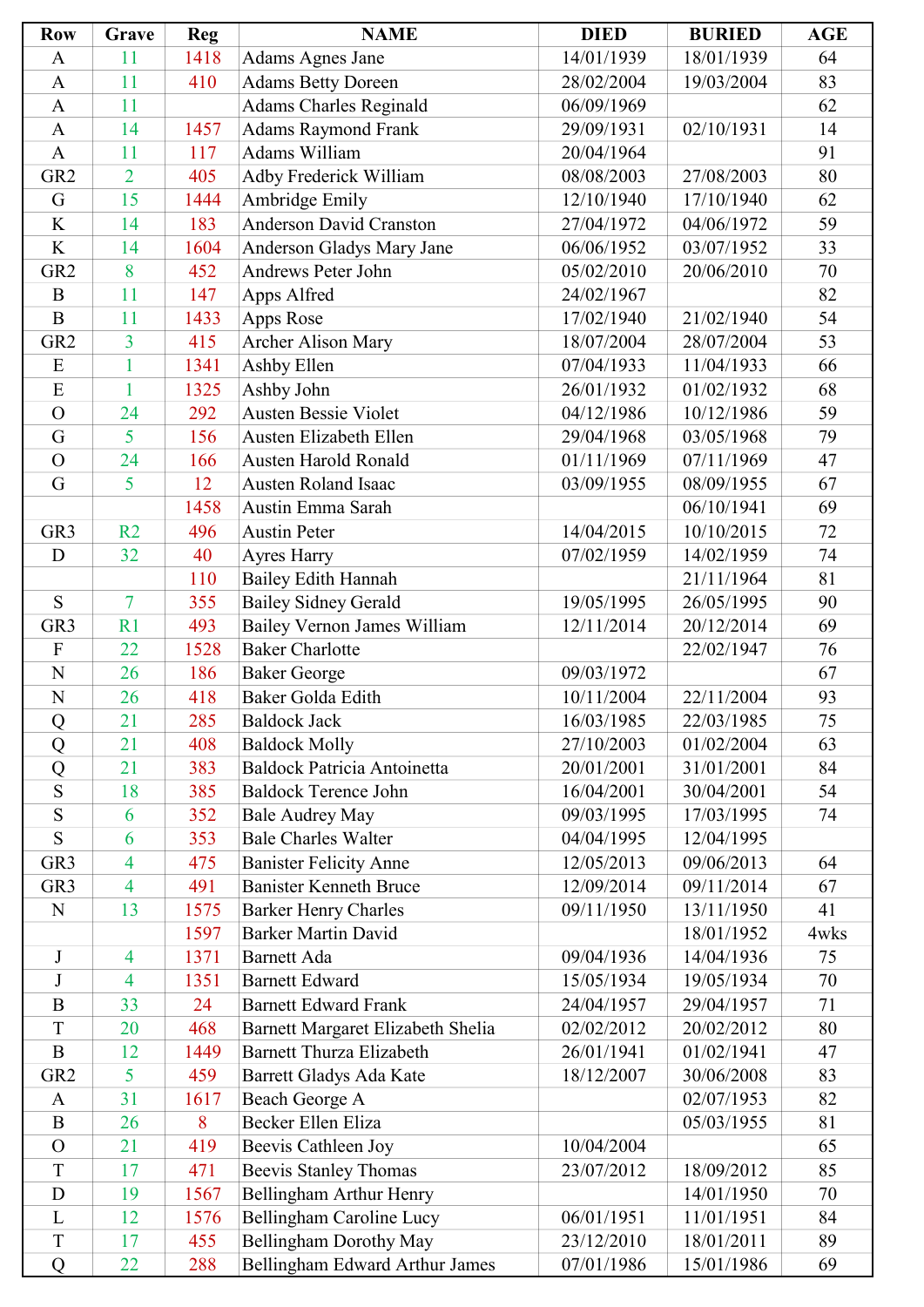| Row | Grave | Reg | NAME | DIED | BURIED | AGE |
|---|---|---|---|---|---|---|
| A | 11 | 1418 | Adams Agnes Jane | 14/01/1939 | 18/01/1939 | 64 |
| A | 11 | 410 | Adams Betty Doreen | 28/02/2004 | 19/03/2004 | 83 |
| A | 11 | | Adams Charles Reginald | 06/09/1969 | | 62 |
| A | 14 | 1457 | Adams Raymond Frank | 29/09/1931 | 02/10/1931 | 14 |
| A | 11 | 117 | Adams William | 20/04/1964 | | 91 |
| GR2 | 2 | 405 | Adby Frederick William | 08/08/2003 | 27/08/2003 | 80 |
| G | 15 | 1444 | Ambridge Emily | 12/10/1940 | 17/10/1940 | 62 |
| K | 14 | 183 | Anderson David Cranston | 27/04/1972 | 04/06/1972 | 59 |
| K | 14 | 1604 | Anderson Gladys Mary Jane | 06/06/1952 | 03/07/1952 | 33 |
| GR2 | 8 | 452 | Andrews Peter John | 05/02/2010 | 20/06/2010 | 70 |
| B | 11 | 147 | Apps Alfred | 24/02/1967 | | 82 |
| B | 11 | 1433 | Apps Rose | 17/02/1940 | 21/02/1940 | 54 |
| GR2 | 3 | 415 | Archer Alison Mary | 18/07/2004 | 28/07/2004 | 53 |
| E | 1 | 1341 | Ashby Ellen | 07/04/1933 | 11/04/1933 | 66 |
| E | 1 | 1325 | Ashby John | 26/01/1932 | 01/02/1932 | 68 |
| O | 24 | 292 | Austen Bessie Violet | 04/12/1986 | 10/12/1986 | 59 |
| G | 5 | 156 | Austen Elizabeth Ellen | 29/04/1968 | 03/05/1968 | 79 |
| O | 24 | 166 | Austen Harold Ronald | 01/11/1969 | 07/11/1969 | 47 |
| G | 5 | 12 | Austen Roland Isaac | 03/09/1955 | 08/09/1955 | 67 |
| | | 1458 | Austin Emma Sarah | | 06/10/1941 | 69 |
| GR3 | R2 | 496 | Austin Peter | 14/04/2015 | 10/10/2015 | 72 |
| D | 32 | 40 | Ayres Harry | 07/02/1959 | 14/02/1959 | 74 |
| | | 110 | Bailey Edith Hannah | | 21/11/1964 | 81 |
| S | 7 | 355 | Bailey Sidney Gerald | 19/05/1995 | 26/05/1995 | 90 |
| GR3 | R1 | 493 | Bailey Vernon James William | 12/11/2014 | 20/12/2014 | 69 |
| F | 22 | 1528 | Baker Charlotte | | 22/02/1947 | 76 |
| N | 26 | 186 | Baker George | 09/03/1972 | | 67 |
| N | 26 | 418 | Baker Golda Edith | 10/11/2004 | 22/11/2004 | 93 |
| Q | 21 | 285 | Baldock Jack | 16/03/1985 | 22/03/1985 | 75 |
| Q | 21 | 408 | Baldock Molly | 27/10/2003 | 01/02/2004 | 63 |
| Q | 21 | 383 | Baldock Patricia Antoinetta | 20/01/2001 | 31/01/2001 | 84 |
| S | 18 | 385 | Baldock Terence John | 16/04/2001 | 30/04/2001 | 54 |
| S | 6 | 352 | Bale Audrey May | 09/03/1995 | 17/03/1995 | 74 |
| S | 6 | 353 | Bale Charles Walter | 04/04/1995 | 12/04/1995 | |
| GR3 | 4 | 475 | Banister Felicity Anne | 12/05/2013 | 09/06/2013 | 64 |
| GR3 | 4 | 491 | Banister Kenneth Bruce | 12/09/2014 | 09/11/2014 | 67 |
| N | 13 | 1575 | Barker Henry Charles | 09/11/1950 | 13/11/1950 | 41 |
| | | 1597 | Barker Martin David | | 18/01/1952 | 4wks |
| J | 4 | 1371 | Barnett Ada | 09/04/1936 | 14/04/1936 | 75 |
| J | 4 | 1351 | Barnett Edward | 15/05/1934 | 19/05/1934 | 70 |
| B | 33 | 24 | Barnett Edward Frank | 24/04/1957 | 29/04/1957 | 71 |
| T | 20 | 468 | Barnett Margaret Elizabeth Shelia | 02/02/2012 | 20/02/2012 | 80 |
| B | 12 | 1449 | Barnett Thurza Elizabeth | 26/01/1941 | 01/02/1941 | 47 |
| GR2 | 5 | 459 | Barrett Gladys Ada Kate | 18/12/2007 | 30/06/2008 | 83 |
| A | 31 | 1617 | Beach George A | | 02/07/1953 | 82 |
| B | 26 | 8 | Becker Ellen Eliza | | 05/03/1955 | 81 |
| O | 21 | 419 | Beevis Cathleen Joy | 10/04/2004 | | 65 |
| T | 17 | 471 | Beevis Stanley Thomas | 23/07/2012 | 18/09/2012 | 85 |
| D | 19 | 1567 | Bellingham Arthur Henry | | 14/01/1950 | 70 |
| L | 12 | 1576 | Bellingham Caroline Lucy | 06/01/1951 | 11/01/1951 | 84 |
| T | 17 | 455 | Bellingham Dorothy May | 23/12/2010 | 18/01/2011 | 89 |
| Q | 22 | 288 | Bellingham Edward Arthur James | 07/01/1986 | 15/01/1986 | 69 |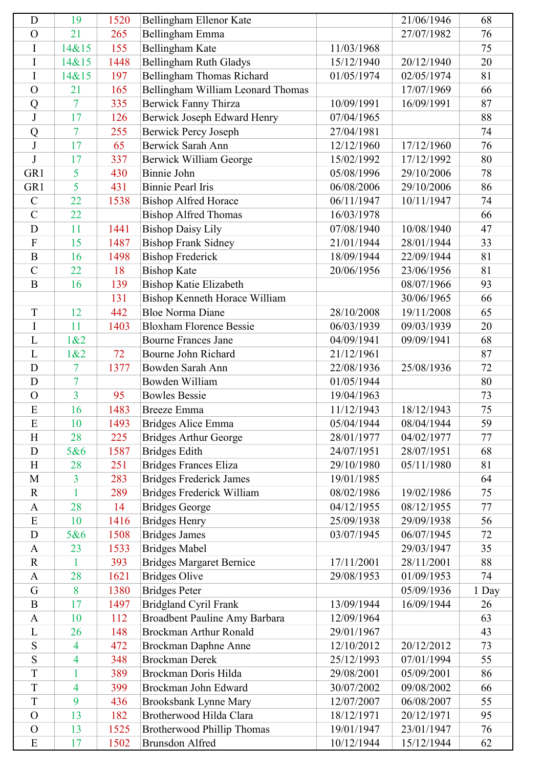| | | | | | | |
|---|---|---|---|---|---|---|
| D | 19 | 1520 | Bellingham Ellenor Kate | | 21/06/1946 | 68 |
| O | 21 | 265 | Bellingham Emma | | 27/07/1982 | 76 |
| I | 14&15 | 155 | Bellingham Kate | 11/03/1968 | | 75 |
| I | 14&15 | 1448 | Bellingham Ruth Gladys | 15/12/1940 | 20/12/1940 | 20 |
| I | 14&15 | 197 | Bellingham Thomas Richard | 01/05/1974 | 02/05/1974 | 81 |
| O | 21 | 165 | Bellingham William Leonard Thomas | | 17/07/1969 | 66 |
| Q | 7 | 335 | Berwick Fanny Thirza | 10/09/1991 | 16/09/1991 | 87 |
| J | 17 | 126 | Berwick Joseph Edward Henry | 07/04/1965 | | 88 |
| Q | 7 | 255 | Berwick Percy Joseph | 27/04/1981 | | 74 |
| J | 17 | 65 | Berwick Sarah Ann | 12/12/1960 | 17/12/1960 | 76 |
| J | 17 | 337 | Berwick William George | 15/02/1992 | 17/12/1992 | 80 |
| GR1 | 5 | 430 | Binnie John | 05/08/1996 | 29/10/2006 | 78 |
| GR1 | 5 | 431 | Binnie Pearl Iris | 06/08/2006 | 29/10/2006 | 86 |
| C | 22 | 1538 | Bishop Alfred Horace | 06/11/1947 | 10/11/1947 | 74 |
| C | 22 | | Bishop Alfred Thomas | 16/03/1978 | | 66 |
| D | 11 | 1441 | Bishop Daisy Lily | 07/08/1940 | 10/08/1940 | 47 |
| F | 15 | 1487 | Bishop Frank Sidney | 21/01/1944 | 28/01/1944 | 33 |
| B | 16 | 1498 | Bishop Frederick | 18/09/1944 | 22/09/1944 | 81 |
| C | 22 | 18 | Bishop Kate | 20/06/1956 | 23/06/1956 | 81 |
| B | 16 | 139 | Bishop Katie Elizabeth | | 08/07/1966 | 93 |
| | | 131 | Bishop Kenneth Horace William | | 30/06/1965 | 66 |
| T | 12 | 442 | Bloe Norma Diane | 28/10/2008 | 19/11/2008 | 65 |
| I | 11 | 1403 | Bloxham Florence Bessie | 06/03/1939 | 09/03/1939 | 20 |
| L | 1&2 | | Bourne Frances Jane | 04/09/1941 | 09/09/1941 | 68 |
| L | 1&2 | 72 | Bourne John Richard | 21/12/1961 | | 87 |
| D | 7 | 1377 | Bowden Sarah Ann | 22/08/1936 | 25/08/1936 | 72 |
| D | 7 | | Bowden William | 01/05/1944 | | 80 |
| O | 3 | 95 | Bowles Bessie | 19/04/1963 | | 73 |
| E | 16 | 1483 | Breeze Emma | 11/12/1943 | 18/12/1943 | 75 |
| E | 10 | 1493 | Bridges Alice Emma | 05/04/1944 | 08/04/1944 | 59 |
| H | 28 | 225 | Bridges Arthur George | 28/01/1977 | 04/02/1977 | 77 |
| D | 5&6 | 1587 | Bridges Edith | 24/07/1951 | 28/07/1951 | 68 |
| H | 28 | 251 | Bridges Frances Eliza | 29/10/1980 | 05/11/1980 | 81 |
| M | 3 | 283 | Bridges Frederick James | 19/01/1985 | | 64 |
| R | 1 | 289 | Bridges Frederick William | 08/02/1986 | 19/02/1986 | 75 |
| A | 28 | 14 | Bridges George | 04/12/1955 | 08/12/1955 | 77 |
| E | 10 | 1416 | Bridges Henry | 25/09/1938 | 29/09/1938 | 56 |
| D | 5&6 | 1508 | Bridges James | 03/07/1945 | 06/07/1945 | 72 |
| A | 23 | 1533 | Bridges Mabel | | 29/03/1947 | 35 |
| R | 1 | 393 | Bridges Margaret Bernice | 17/11/2001 | 28/11/2001 | 88 |
| A | 28 | 1621 | Bridges Olive | 29/08/1953 | 01/09/1953 | 74 |
| G | 8 | 1380 | Bridges Peter | | 05/09/1936 | 1 Day |
| B | 17 | 1497 | Bridgland Cyril Frank | 13/09/1944 | 16/09/1944 | 26 |
| A | 10 | 112 | Broadbent Pauline Amy Barbara | 12/09/1964 | | 63 |
| L | 26 | 148 | Brockman Arthur Ronald | 29/01/1967 | | 43 |
| S | 4 | 472 | Brockman Daphne Anne | 12/10/2012 | 20/12/2012 | 73 |
| S | 4 | 348 | Brockman Derek | 25/12/1993 | 07/01/1994 | 55 |
| T | 1 | 389 | Brockman Doris Hilda | 29/08/2001 | 05/09/2001 | 86 |
| T | 4 | 399 | Brockman John Edward | 30/07/2002 | 09/08/2002 | 66 |
| T | 9 | 436 | Brooksbank Lynne Mary | 12/07/2007 | 06/08/2007 | 55 |
| O | 13 | 182 | Brotherwood Hilda Clara | 18/12/1971 | 20/12/1971 | 95 |
| O | 13 | 1525 | Brotherwood Phillip Thomas | 19/01/1947 | 23/01/1947 | 76 |
| E | 17 | 1502 | Brunsdon Alfred | 10/12/1944 | 15/12/1944 | 62 |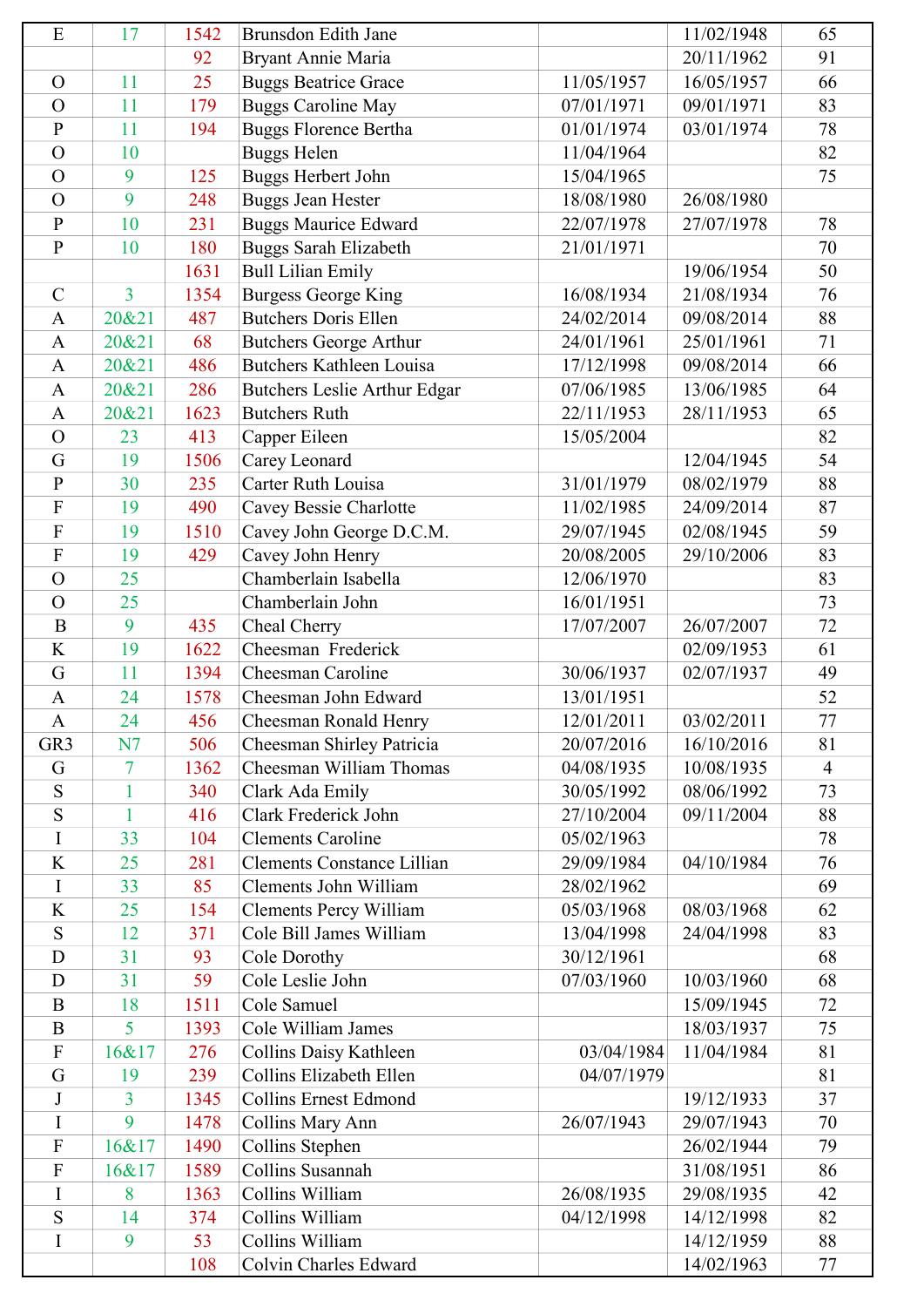| | | | | | | |
|---|---|---|---|---|---|---|
| E | 17 | 1542 | Brunsdon Edith Jane | | 11/02/1948 | 65 |
| | | 92 | Bryant Annie Maria | | 20/11/1962 | 91 |
| O | 11 | 25 | Buggs Beatrice Grace | 11/05/1957 | 16/05/1957 | 66 |
| O | 11 | 179 | Buggs Caroline May | 07/01/1971 | 09/01/1971 | 83 |
| P | 11 | 194 | Buggs Florence Bertha | 01/01/1974 | 03/01/1974 | 78 |
| O | 10 | | Buggs Helen | 11/04/1964 | | 82 |
| O | 9 | 125 | Buggs Herbert John | 15/04/1965 | | 75 |
| O | 9 | 248 | Buggs Jean Hester | 18/08/1980 | 26/08/1980 | |
| P | 10 | 231 | Buggs Maurice Edward | 22/07/1978 | 27/07/1978 | 78 |
| P | 10 | 180 | Buggs Sarah Elizabeth | 21/01/1971 | | 70 |
| | | 1631 | Bull Lilian Emily | | 19/06/1954 | 50 |
| C | 3 | 1354 | Burgess George King | 16/08/1934 | 21/08/1934 | 76 |
| A | 20&21 | 487 | Butchers Doris Ellen | 24/02/2014 | 09/08/2014 | 88 |
| A | 20&21 | 68 | Butchers George Arthur | 24/01/1961 | 25/01/1961 | 71 |
| A | 20&21 | 486 | Butchers Kathleen Louisa | 17/12/1998 | 09/08/2014 | 66 |
| A | 20&21 | 286 | Butchers Leslie Arthur Edgar | 07/06/1985 | 13/06/1985 | 64 |
| A | 20&21 | 1623 | Butchers Ruth | 22/11/1953 | 28/11/1953 | 65 |
| O | 23 | 413 | Capper Eileen | 15/05/2004 | | 82 |
| G | 19 | 1506 | Carey Leonard | | 12/04/1945 | 54 |
| P | 30 | 235 | Carter Ruth Louisa | 31/01/1979 | 08/02/1979 | 88 |
| F | 19 | 490 | Cavey Bessie Charlotte | 11/02/1985 | 24/09/2014 | 87 |
| F | 19 | 1510 | Cavey John George D.C.M. | 29/07/1945 | 02/08/1945 | 59 |
| F | 19 | 429 | Cavey John Henry | 20/08/2005 | 29/10/2006 | 83 |
| O | 25 | | Chamberlain Isabella | 12/06/1970 | | 83 |
| O | 25 | | Chamberlain John | 16/01/1951 | | 73 |
| B | 9 | 435 | Cheal Cherry | 17/07/2007 | 26/07/2007 | 72 |
| K | 19 | 1622 | Cheesman Frederick | | 02/09/1953 | 61 |
| G | 11 | 1394 | Cheesman Caroline | 30/06/1937 | 02/07/1937 | 49 |
| A | 24 | 1578 | Cheesman John Edward | 13/01/1951 | | 52 |
| A | 24 | 456 | Cheesman Ronald Henry | 12/01/2011 | 03/02/2011 | 77 |
| GR3 | N7 | 506 | Cheesman Shirley Patricia | 20/07/2016 | 16/10/2016 | 81 |
| G | 7 | 1362 | Cheesman William Thomas | 04/08/1935 | 10/08/1935 | 4 |
| S | 1 | 340 | Clark Ada Emily | 30/05/1992 | 08/06/1992 | 73 |
| S | 1 | 416 | Clark Frederick John | 27/10/2004 | 09/11/2004 | 88 |
| I | 33 | 104 | Clements Caroline | 05/02/1963 | | 78 |
| K | 25 | 281 | Clements Constance Lillian | 29/09/1984 | 04/10/1984 | 76 |
| I | 33 | 85 | Clements John William | 28/02/1962 | | 69 |
| K | 25 | 154 | Clements Percy William | 05/03/1968 | 08/03/1968 | 62 |
| S | 12 | 371 | Cole Bill James William | 13/04/1998 | 24/04/1998 | 83 |
| D | 31 | 93 | Cole Dorothy | 30/12/1961 | | 68 |
| D | 31 | 59 | Cole Leslie John | 07/03/1960 | 10/03/1960 | 68 |
| B | 18 | 1511 | Cole Samuel | | 15/09/1945 | 72 |
| B | 5 | 1393 | Cole William James | | 18/03/1937 | 75 |
| F | 16&17 | 276 | Collins Daisy Kathleen | 03/04/1984 | 11/04/1984 | 81 |
| G | 19 | 239 | Collins Elizabeth Ellen | 04/07/1979 | | 81 |
| J | 3 | 1345 | Collins Ernest Edmond | | 19/12/1933 | 37 |
| I | 9 | 1478 | Collins Mary Ann | 26/07/1943 | 29/07/1943 | 70 |
| F | 16&17 | 1490 | Collins Stephen | | 26/02/1944 | 79 |
| F | 16&17 | 1589 | Collins Susannah | | 31/08/1951 | 86 |
| I | 8 | 1363 | Collins William | 26/08/1935 | 29/08/1935 | 42 |
| S | 14 | 374 | Collins William | 04/12/1998 | 14/12/1998 | 82 |
| I | 9 | 53 | Collins William | | 14/12/1959 | 88 |
| | | 108 | Colvin Charles Edward | | 14/02/1963 | 77 |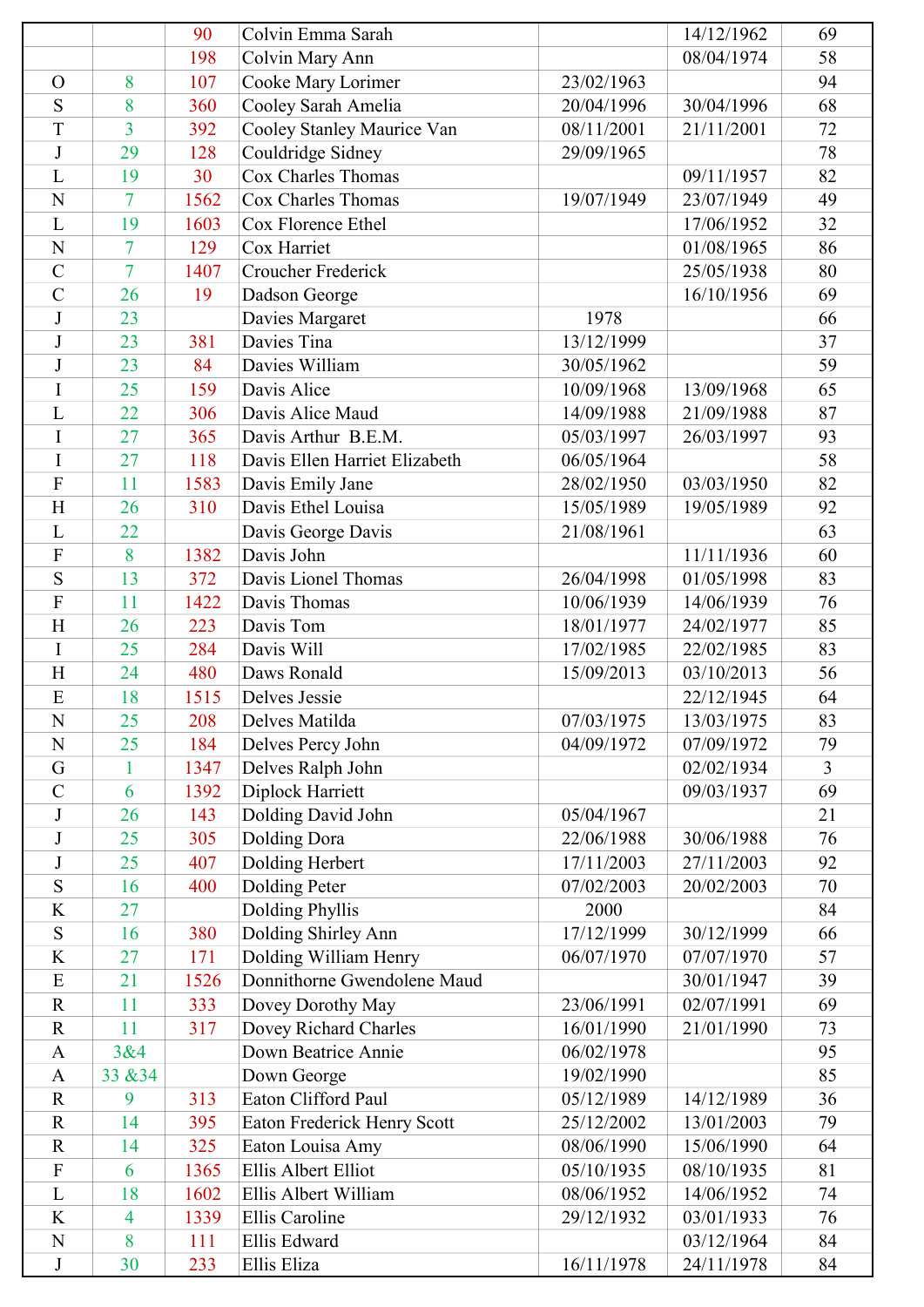| | | | | | | |
|---|---|---|---|---|---|---|
| | | 90 | Colvin Emma Sarah | | 14/12/1962 | 69 |
| | | 198 | Colvin Mary Ann | | 08/04/1974 | 58 |
| O | 8 | 107 | Cooke Mary Lorimer | 23/02/1963 | | 94 |
| S | 8 | 360 | Cooley Sarah Amelia | 20/04/1996 | 30/04/1996 | 68 |
| T | 3 | 392 | Cooley Stanley Maurice Van | 08/11/2001 | 21/11/2001 | 72 |
| J | 29 | 128 | Couldridge Sidney | 29/09/1965 | | 78 |
| L | 19 | 30 | Cox Charles Thomas | | 09/11/1957 | 82 |
| N | 7 | 1562 | Cox Charles Thomas | 19/07/1949 | 23/07/1949 | 49 |
| L | 19 | 1603 | Cox Florence Ethel | | 17/06/1952 | 32 |
| N | 7 | 129 | Cox Harriet | | 01/08/1965 | 86 |
| C | 7 | 1407 | Croucher Frederick | | 25/05/1938 | 80 |
| C | 26 | 19 | Dadson George | | 16/10/1956 | 69 |
| J | 23 | | Davies Margaret | 1978 | | 66 |
| J | 23 | 381 | Davies Tina | 13/12/1999 | | 37 |
| J | 23 | 84 | Davies William | 30/05/1962 | | 59 |
| I | 25 | 159 | Davis Alice | 10/09/1968 | 13/09/1968 | 65 |
| L | 22 | 306 | Davis Alice Maud | 14/09/1988 | 21/09/1988 | 87 |
| I | 27 | 365 | Davis Arthur B.E.M. | 05/03/1997 | 26/03/1997 | 93 |
| I | 27 | 118 | Davis Ellen Harriet Elizabeth | 06/05/1964 | | 58 |
| F | 11 | 1583 | Davis Emily Jane | 28/02/1950 | 03/03/1950 | 82 |
| H | 26 | 310 | Davis Ethel Louisa | 15/05/1989 | 19/05/1989 | 92 |
| L | 22 | | Davis George Davis | 21/08/1961 | | 63 |
| F | 8 | 1382 | Davis John | | 11/11/1936 | 60 |
| S | 13 | 372 | Davis Lionel Thomas | 26/04/1998 | 01/05/1998 | 83 |
| F | 11 | 1422 | Davis Thomas | 10/06/1939 | 14/06/1939 | 76 |
| H | 26 | 223 | Davis Tom | 18/01/1977 | 24/02/1977 | 85 |
| I | 25 | 284 | Davis Will | 17/02/1985 | 22/02/1985 | 83 |
| H | 24 | 480 | Daws Ronald | 15/09/2013 | 03/10/2013 | 56 |
| E | 18 | 1515 | Delves Jessie | | 22/12/1945 | 64 |
| N | 25 | 208 | Delves Matilda | 07/03/1975 | 13/03/1975 | 83 |
| N | 25 | 184 | Delves Percy John | 04/09/1972 | 07/09/1972 | 79 |
| G | 1 | 1347 | Delves Ralph John | | 02/02/1934 | 3 |
| C | 6 | 1392 | Diplock Harriett | | 09/03/1937 | 69 |
| J | 26 | 143 | Dolding David John | 05/04/1967 | | 21 |
| J | 25 | 305 | Dolding Dora | 22/06/1988 | 30/06/1988 | 76 |
| J | 25 | 407 | Dolding Herbert | 17/11/2003 | 27/11/2003 | 92 |
| S | 16 | 400 | Dolding Peter | 07/02/2003 | 20/02/2003 | 70 |
| K | 27 | | Dolding Phyllis | 2000 | | 84 |
| S | 16 | 380 | Dolding Shirley Ann | 17/12/1999 | 30/12/1999 | 66 |
| K | 27 | 171 | Dolding William Henry | 06/07/1970 | 07/07/1970 | 57 |
| E | 21 | 1526 | Donnithorne Gwendolene Maud | | 30/01/1947 | 39 |
| R | 11 | 333 | Dovey Dorothy May | 23/06/1991 | 02/07/1991 | 69 |
| R | 11 | 317 | Dovey Richard Charles | 16/01/1990 | 21/01/1990 | 73 |
| A | 3&4 | | Down Beatrice Annie | 06/02/1978 | | 95 |
| A | 33 &34 | | Down George | 19/02/1990 | | 85 |
| R | 9 | 313 | Eaton Clifford Paul | 05/12/1989 | 14/12/1989 | 36 |
| R | 14 | 395 | Eaton Frederick Henry Scott | 25/12/2002 | 13/01/2003 | 79 |
| R | 14 | 325 | Eaton Louisa Amy | 08/06/1990 | 15/06/1990 | 64 |
| F | 6 | 1365 | Ellis Albert Elliot | 05/10/1935 | 08/10/1935 | 81 |
| L | 18 | 1602 | Ellis Albert William | 08/06/1952 | 14/06/1952 | 74 |
| K | 4 | 1339 | Ellis Caroline | 29/12/1932 | 03/01/1933 | 76 |
| N | 8 | 111 | Ellis Edward | | 03/12/1964 | 84 |
| J | 30 | 233 | Ellis Eliza | 16/11/1978 | 24/11/1978 | 84 |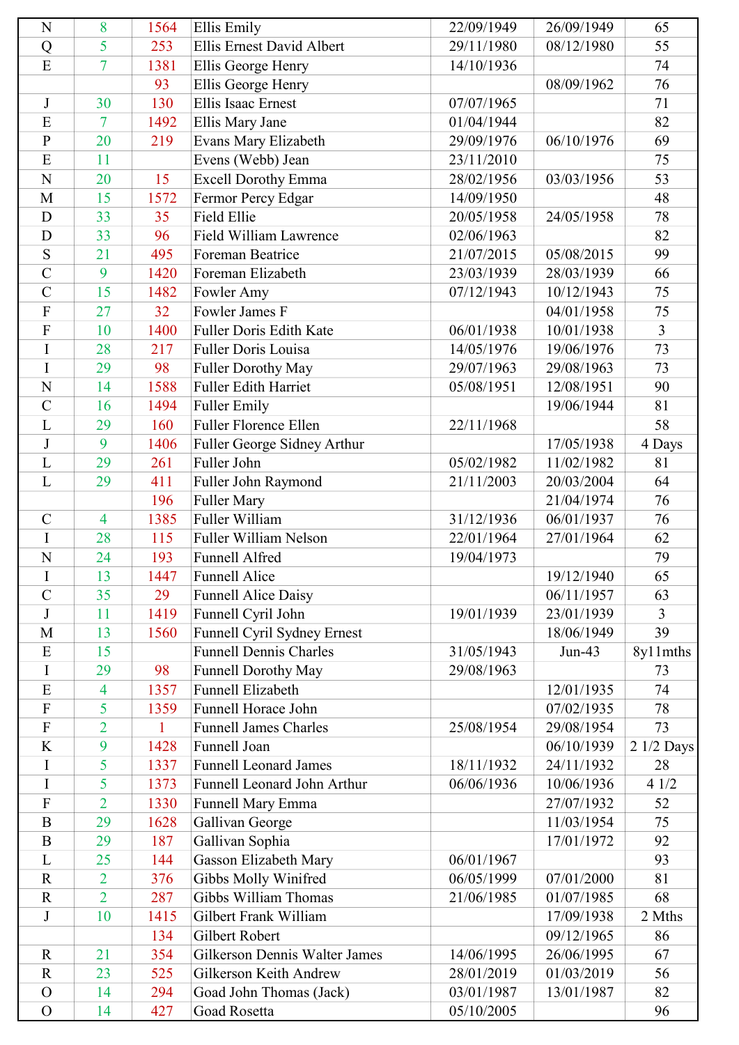| | | | | | | |
|---|---|---|---|---|---|---|
| N | 8 | 1564 | Ellis Emily | 22/09/1949 | 26/09/1949 | 65 |
| Q | 5 | 253 | Ellis Ernest David Albert | 29/11/1980 | 08/12/1980 | 55 |
| E | 7 | 1381 | Ellis George Henry | 14/10/1936 | | 74 |
| | | 93 | Ellis George Henry | | 08/09/1962 | 76 |
| J | 30 | 130 | Ellis Isaac Ernest | 07/07/1965 | | 71 |
| E | 7 | 1492 | Ellis Mary Jane | 01/04/1944 | | 82 |
| P | 20 | 219 | Evans Mary Elizabeth | 29/09/1976 | 06/10/1976 | 69 |
| E | 11 | | Evens (Webb) Jean | 23/11/2010 | | 75 |
| N | 20 | 15 | Excell Dorothy Emma | 28/02/1956 | 03/03/1956 | 53 |
| M | 15 | 1572 | Fermor Percy Edgar | 14/09/1950 | | 48 |
| D | 33 | 35 | Field Ellie | 20/05/1958 | 24/05/1958 | 78 |
| D | 33 | 96 | Field William Lawrence | 02/06/1963 | | 82 |
| S | 21 | 495 | Foreman Beatrice | 21/07/2015 | 05/08/2015 | 99 |
| C | 9 | 1420 | Foreman Elizabeth | 23/03/1939 | 28/03/1939 | 66 |
| C | 15 | 1482 | Fowler Amy | 07/12/1943 | 10/12/1943 | 75 |
| F | 27 | 32 | Fowler James F | | 04/01/1958 | 75 |
| F | 10 | 1400 | Fuller Doris Edith Kate | 06/01/1938 | 10/01/1938 | 3 |
| I | 28 | 217 | Fuller Doris Louisa | 14/05/1976 | 19/06/1976 | 73 |
| I | 29 | 98 | Fuller Dorothy May | 29/07/1963 | 29/08/1963 | 73 |
| N | 14 | 1588 | Fuller Edith Harriet | 05/08/1951 | 12/08/1951 | 90 |
| C | 16 | 1494 | Fuller Emily | | 19/06/1944 | 81 |
| L | 29 | 160 | Fuller Florence Ellen | 22/11/1968 | | 58 |
| J | 9 | 1406 | Fuller George Sidney Arthur | | 17/05/1938 | 4 Days |
| L | 29 | 261 | Fuller John | 05/02/1982 | 11/02/1982 | 81 |
| L | 29 | 411 | Fuller John Raymond | 21/11/2003 | 20/03/2004 | 64 |
| | | 196 | Fuller Mary | | 21/04/1974 | 76 |
| C | 4 | 1385 | Fuller William | 31/12/1936 | 06/01/1937 | 76 |
| I | 28 | 115 | Fuller William Nelson | 22/01/1964 | 27/01/1964 | 62 |
| N | 24 | 193 | Funnell Alfred | 19/04/1973 | | 79 |
| I | 13 | 1447 | Funnell Alice | | 19/12/1940 | 65 |
| C | 35 | 29 | Funnell Alice Daisy | | 06/11/1957 | 63 |
| J | 11 | 1419 | Funnell Cyril John | 19/01/1939 | 23/01/1939 | 3 |
| M | 13 | 1560 | Funnell Cyril Sydney Ernest | | 18/06/1949 | 39 |
| E | 15 | | Funnell Dennis Charles | 31/05/1943 | Jun-43 | 8y11mths |
| I | 29 | 98 | Funnell Dorothy May | 29/08/1963 | | 73 |
| E | 4 | 1357 | Funnell Elizabeth | | 12/01/1935 | 74 |
| F | 5 | 1359 | Funnell Horace John | | 07/02/1935 | 78 |
| F | 2 | 1 | Funnell James Charles | 25/08/1954 | 29/08/1954 | 73 |
| K | 9 | 1428 | Funnell Joan | | 06/10/1939 | 2 1/2 Days |
| I | 5 | 1337 | Funnell Leonard James | 18/11/1932 | 24/11/1932 | 28 |
| I | 5 | 1373 | Funnell Leonard John Arthur | 06/06/1936 | 10/06/1936 | 4 1/2 |
| F | 2 | 1330 | Funnell Mary Emma | | 27/07/1932 | 52 |
| B | 29 | 1628 | Gallivan George | | 11/03/1954 | 75 |
| B | 29 | 187 | Gallivan Sophia | | 17/01/1972 | 92 |
| L | 25 | 144 | Gasson Elizabeth Mary | 06/01/1967 | | 93 |
| R | 2 | 376 | Gibbs Molly Winifred | 06/05/1999 | 07/01/2000 | 81 |
| R | 2 | 287 | Gibbs William Thomas | 21/06/1985 | 01/07/1985 | 68 |
| J | 10 | 1415 | Gilbert Frank William | | 17/09/1938 | 2 Mths |
| | | 134 | Gilbert Robert | | 09/12/1965 | 86 |
| R | 21 | 354 | Gilkerson Dennis Walter James | 14/06/1995 | 26/06/1995 | 67 |
| R | 23 | 525 | Gilkerson Keith Andrew | 28/01/2019 | 01/03/2019 | 56 |
| O | 14 | 294 | Goad John Thomas (Jack) | 03/01/1987 | 13/01/1987 | 82 |
| O | 14 | 427 | Goad Rosetta | 05/10/2005 | | 96 |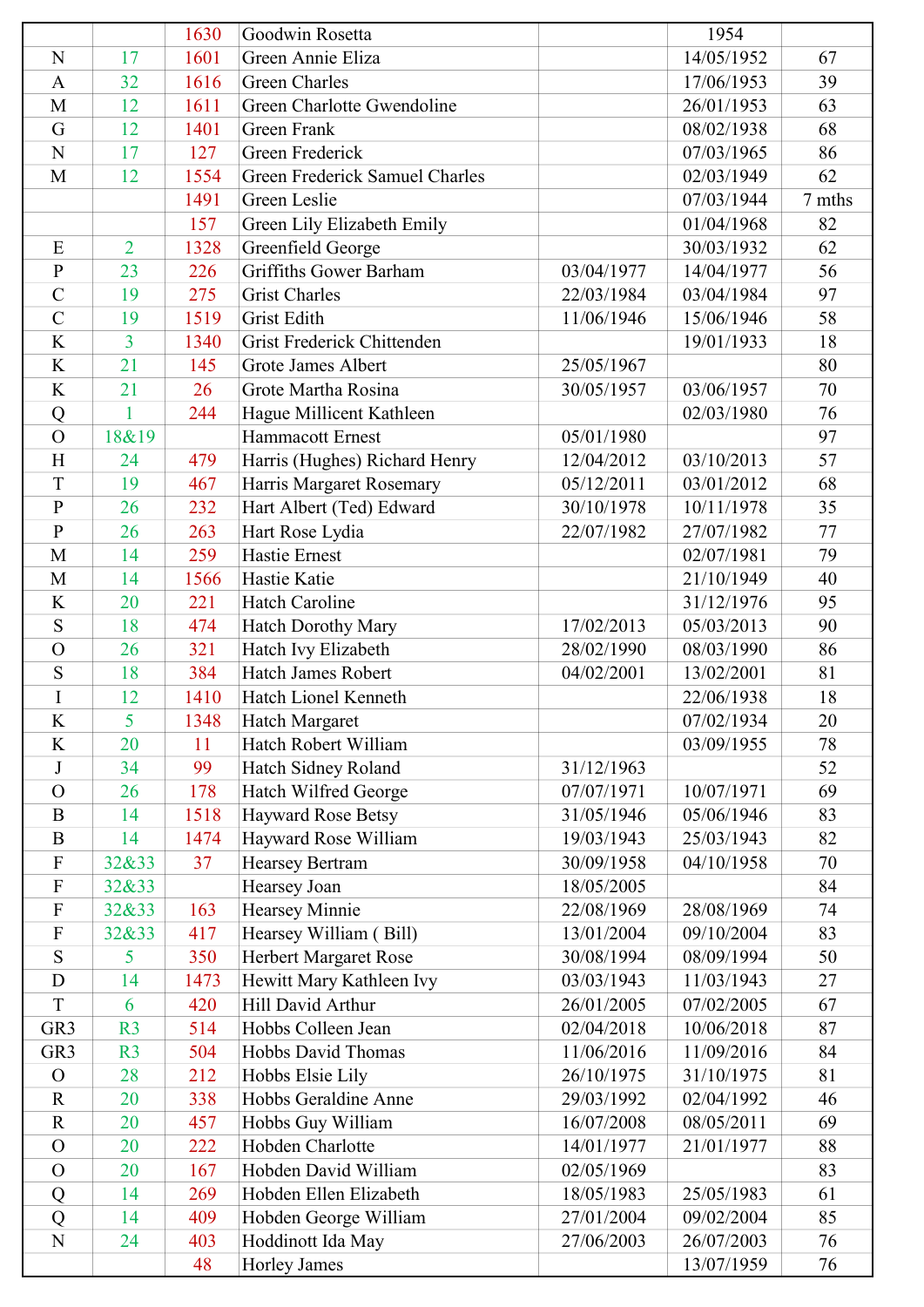| | | | | | | |
|---|---|---|---|---|---|---|
| | | 1630 | Goodwin Rosetta | | 1954 | |
| N | 17 | 1601 | Green Annie Eliza | | 14/05/1952 | 67 |
| A | 32 | 1616 | Green Charles | | 17/06/1953 | 39 |
| M | 12 | 1611 | Green Charlotte Gwendoline | | 26/01/1953 | 63 |
| G | 12 | 1401 | Green Frank | | 08/02/1938 | 68 |
| N | 17 | 127 | Green Frederick | | 07/03/1965 | 86 |
| M | 12 | 1554 | Green Frederick Samuel Charles | | 02/03/1949 | 62 |
| | | 1491 | Green Leslie | | 07/03/1944 | 7 mths |
| | | 157 | Green Lily Elizabeth Emily | | 01/04/1968 | 82 |
| E | 2 | 1328 | Greenfield George | | 30/03/1932 | 62 |
| P | 23 | 226 | Griffiths Gower Barham | 03/04/1977 | 14/04/1977 | 56 |
| C | 19 | 275 | Grist Charles | 22/03/1984 | 03/04/1984 | 97 |
| C | 19 | 1519 | Grist Edith | 11/06/1946 | 15/06/1946 | 58 |
| K | 3 | 1340 | Grist Frederick Chittenden | | 19/01/1933 | 18 |
| K | 21 | 145 | Grote James Albert | 25/05/1967 | | 80 |
| K | 21 | 26 | Grote Martha Rosina | 30/05/1957 | 03/06/1957 | 70 |
| Q | 1 | 244 | Hague Millicent Kathleen | | 02/03/1980 | 76 |
| O | 18&19 | | Hammacott Ernest | 05/01/1980 | | 97 |
| H | 24 | 479 | Harris (Hughes) Richard Henry | 12/04/2012 | 03/10/2013 | 57 |
| T | 19 | 467 | Harris Margaret Rosemary | 05/12/2011 | 03/01/2012 | 68 |
| P | 26 | 232 | Hart Albert (Ted) Edward | 30/10/1978 | 10/11/1978 | 35 |
| P | 26 | 263 | Hart Rose Lydia | 22/07/1982 | 27/07/1982 | 77 |
| M | 14 | 259 | Hastie Ernest | | 02/07/1981 | 79 |
| M | 14 | 1566 | Hastie Katie | | 21/10/1949 | 40 |
| K | 20 | 221 | Hatch Caroline | | 31/12/1976 | 95 |
| S | 18 | 474 | Hatch Dorothy Mary | 17/02/2013 | 05/03/2013 | 90 |
| O | 26 | 321 | Hatch Ivy Elizabeth | 28/02/1990 | 08/03/1990 | 86 |
| S | 18 | 384 | Hatch James Robert | 04/02/2001 | 13/02/2001 | 81 |
| I | 12 | 1410 | Hatch Lionel Kenneth | | 22/06/1938 | 18 |
| K | 5 | 1348 | Hatch Margaret | | 07/02/1934 | 20 |
| K | 20 | 11 | Hatch Robert William | | 03/09/1955 | 78 |
| J | 34 | 99 | Hatch Sidney Roland | 31/12/1963 | | 52 |
| O | 26 | 178 | Hatch Wilfred George | 07/07/1971 | 10/07/1971 | 69 |
| B | 14 | 1518 | Hayward Rose Betsy | 31/05/1946 | 05/06/1946 | 83 |
| B | 14 | 1474 | Hayward Rose William | 19/03/1943 | 25/03/1943 | 82 |
| F | 32&33 | 37 | Hearsey Bertram | 30/09/1958 | 04/10/1958 | 70 |
| F | 32&33 | | Hearsey Joan | 18/05/2005 | | 84 |
| F | 32&33 | 163 | Hearsey Minnie | 22/08/1969 | 28/08/1969 | 74 |
| F | 32&33 | 417 | Hearsey William ( Bill) | 13/01/2004 | 09/10/2004 | 83 |
| S | 5 | 350 | Herbert Margaret Rose | 30/08/1994 | 08/09/1994 | 50 |
| D | 14 | 1473 | Hewitt Mary Kathleen Ivy | 03/03/1943 | 11/03/1943 | 27 |
| T | 6 | 420 | Hill David Arthur | 26/01/2005 | 07/02/2005 | 67 |
| GR3 | R3 | 514 | Hobbs Colleen Jean | 02/04/2018 | 10/06/2018 | 87 |
| GR3 | R3 | 504 | Hobbs David Thomas | 11/06/2016 | 11/09/2016 | 84 |
| O | 28 | 212 | Hobbs Elsie Lily | 26/10/1975 | 31/10/1975 | 81 |
| R | 20 | 338 | Hobbs Geraldine Anne | 29/03/1992 | 02/04/1992 | 46 |
| R | 20 | 457 | Hobbs Guy William | 16/07/2008 | 08/05/2011 | 69 |
| O | 20 | 222 | Hobden Charlotte | 14/01/1977 | 21/01/1977 | 88 |
| O | 20 | 167 | Hobden David William | 02/05/1969 | | 83 |
| Q | 14 | 269 | Hobden Ellen Elizabeth | 18/05/1983 | 25/05/1983 | 61 |
| Q | 14 | 409 | Hobden George William | 27/01/2004 | 09/02/2004 | 85 |
| N | 24 | 403 | Hoddinott Ida May | 27/06/2003 | 26/07/2003 | 76 |
| | | 48 | Horley James | | 13/07/1959 | 76 |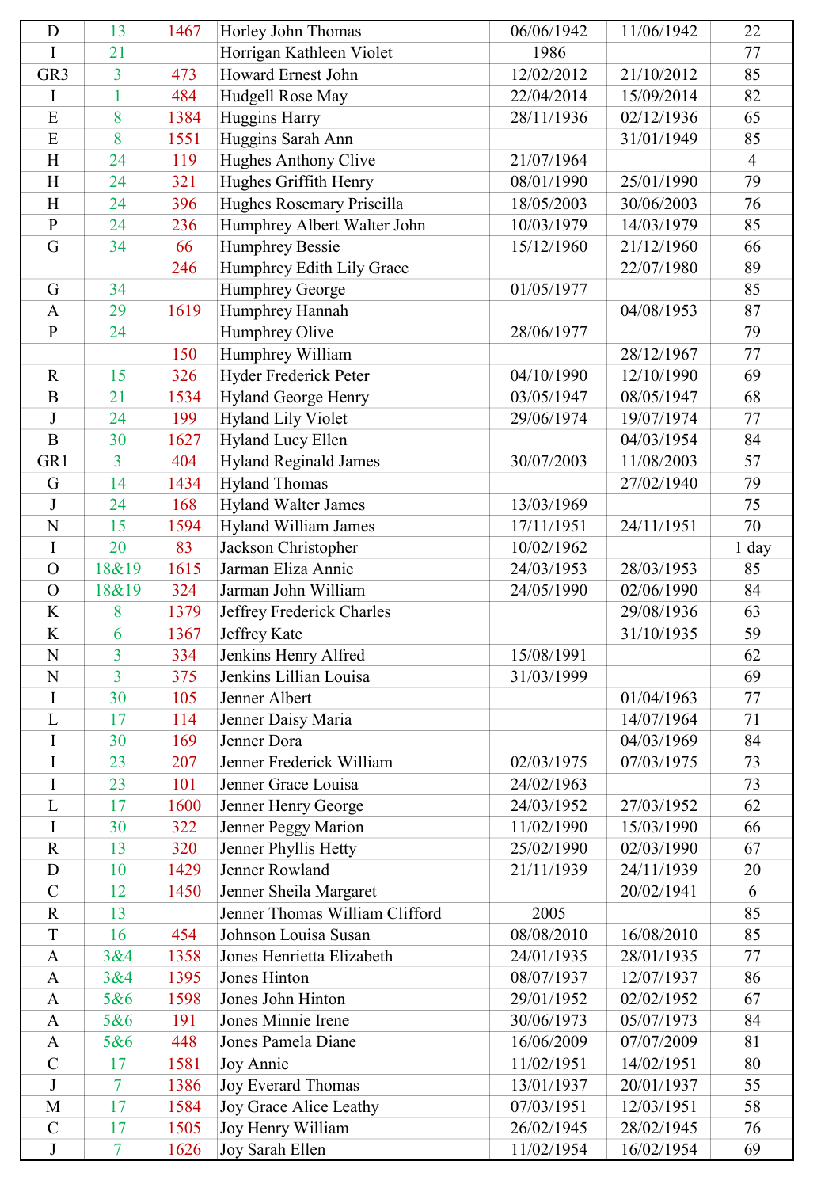| D | 13 | 1467 | Horley John Thomas | 06/06/1942 | 11/06/1942 | 22 |
|---|---|---|---|---|---|---|
| I | 21 | | Horrigan Kathleen Violet | 1986 | | 77 |
| GR3 | 3 | 473 | Howard Ernest John | 12/02/2012 | 21/10/2012 | 85 |
| I | 1 | 484 | Hudgell Rose May | 22/04/2014 | 15/09/2014 | 82 |
| E | 8 | 1384 | Huggins Harry | 28/11/1936 | 02/12/1936 | 65 |
| E | 8 | 1551 | Huggins Sarah Ann | | 31/01/1949 | 85 |
| H | 24 | 119 | Hughes Anthony Clive | 21/07/1964 | | 4 |
| H | 24 | 321 | Hughes Griffith Henry | 08/01/1990 | 25/01/1990 | 79 |
| H | 24 | 396 | Hughes Rosemary Priscilla | 18/05/2003 | 30/06/2003 | 76 |
| P | 24 | 236 | Humphrey Albert Walter John | 10/03/1979 | 14/03/1979 | 85 |
| G | 34 | 66 | Humphrey Bessie | 15/12/1960 | 21/12/1960 | 66 |
| | | 246 | Humphrey Edith Lily Grace | | 22/07/1980 | 89 |
| G | 34 | | Humphrey George | 01/05/1977 | | 85 |
| A | 29 | 1619 | Humphrey Hannah | | 04/08/1953 | 87 |
| P | 24 | | Humphrey Olive | 28/06/1977 | | 79 |
| | | 150 | Humphrey William | | 28/12/1967 | 77 |
| R | 15 | 326 | Hyder Frederick Peter | 04/10/1990 | 12/10/1990 | 69 |
| B | 21 | 1534 | Hyland George Henry | 03/05/1947 | 08/05/1947 | 68 |
| J | 24 | 199 | Hyland Lily Violet | 29/06/1974 | 19/07/1974 | 77 |
| B | 30 | 1627 | Hyland Lucy Ellen | | 04/03/1954 | 84 |
| GR1 | 3 | 404 | Hyland Reginald James | 30/07/2003 | 11/08/2003 | 57 |
| G | 14 | 1434 | Hyland Thomas | | 27/02/1940 | 79 |
| J | 24 | 168 | Hyland Walter James | 13/03/1969 | | 75 |
| N | 15 | 1594 | Hyland William James | 17/11/1951 | 24/11/1951 | 70 |
| I | 20 | 83 | Jackson Christopher | 10/02/1962 | | 1 day |
| O | 18&19 | 1615 | Jarman Eliza Annie | 24/03/1953 | 28/03/1953 | 85 |
| O | 18&19 | 324 | Jarman John William | 24/05/1990 | 02/06/1990 | 84 |
| K | 8 | 1379 | Jeffrey Frederick Charles | | 29/08/1936 | 63 |
| K | 6 | 1367 | Jeffrey Kate | | 31/10/1935 | 59 |
| N | 3 | 334 | Jenkins Henry Alfred | 15/08/1991 | | 62 |
| N | 3 | 375 | Jenkins Lillian Louisa | 31/03/1999 | | 69 |
| I | 30 | 105 | Jenner Albert | | 01/04/1963 | 77 |
| L | 17 | 114 | Jenner Daisy Maria | | 14/07/1964 | 71 |
| I | 30 | 169 | Jenner Dora | | 04/03/1969 | 84 |
| I | 23 | 207 | Jenner Frederick William | 02/03/1975 | 07/03/1975 | 73 |
| I | 23 | 101 | Jenner Grace Louisa | 24/02/1963 | | 73 |
| L | 17 | 1600 | Jenner Henry George | 24/03/1952 | 27/03/1952 | 62 |
| I | 30 | 322 | Jenner Peggy Marion | 11/02/1990 | 15/03/1990 | 66 |
| R | 13 | 320 | Jenner Phyllis Hetty | 25/02/1990 | 02/03/1990 | 67 |
| D | 10 | 1429 | Jenner Rowland | 21/11/1939 | 24/11/1939 | 20 |
| C | 12 | 1450 | Jenner Sheila Margaret | | 20/02/1941 | 6 |
| R | 13 | | Jenner Thomas William Clifford | 2005 | | 85 |
| T | 16 | 454 | Johnson Louisa Susan | 08/08/2010 | 16/08/2010 | 85 |
| A | 3&4 | 1358 | Jones Henrietta Elizabeth | 24/01/1935 | 28/01/1935 | 77 |
| A | 3&4 | 1395 | Jones Hinton | 08/07/1937 | 12/07/1937 | 86 |
| A | 5&6 | 1598 | Jones John Hinton | 29/01/1952 | 02/02/1952 | 67 |
| A | 5&6 | 191 | Jones Minnie Irene | 30/06/1973 | 05/07/1973 | 84 |
| A | 5&6 | 448 | Jones Pamela Diane | 16/06/2009 | 07/07/2009 | 81 |
| C | 17 | 1581 | Joy Annie | 11/02/1951 | 14/02/1951 | 80 |
| J | 7 | 1386 | Joy Everard Thomas | 13/01/1937 | 20/01/1937 | 55 |
| M | 17 | 1584 | Joy Grace Alice Leathy | 07/03/1951 | 12/03/1951 | 58 |
| C | 17 | 1505 | Joy Henry William | 26/02/1945 | 28/02/1945 | 76 |
| J | 7 | 1626 | Joy Sarah Ellen | 11/02/1954 | 16/02/1954 | 69 |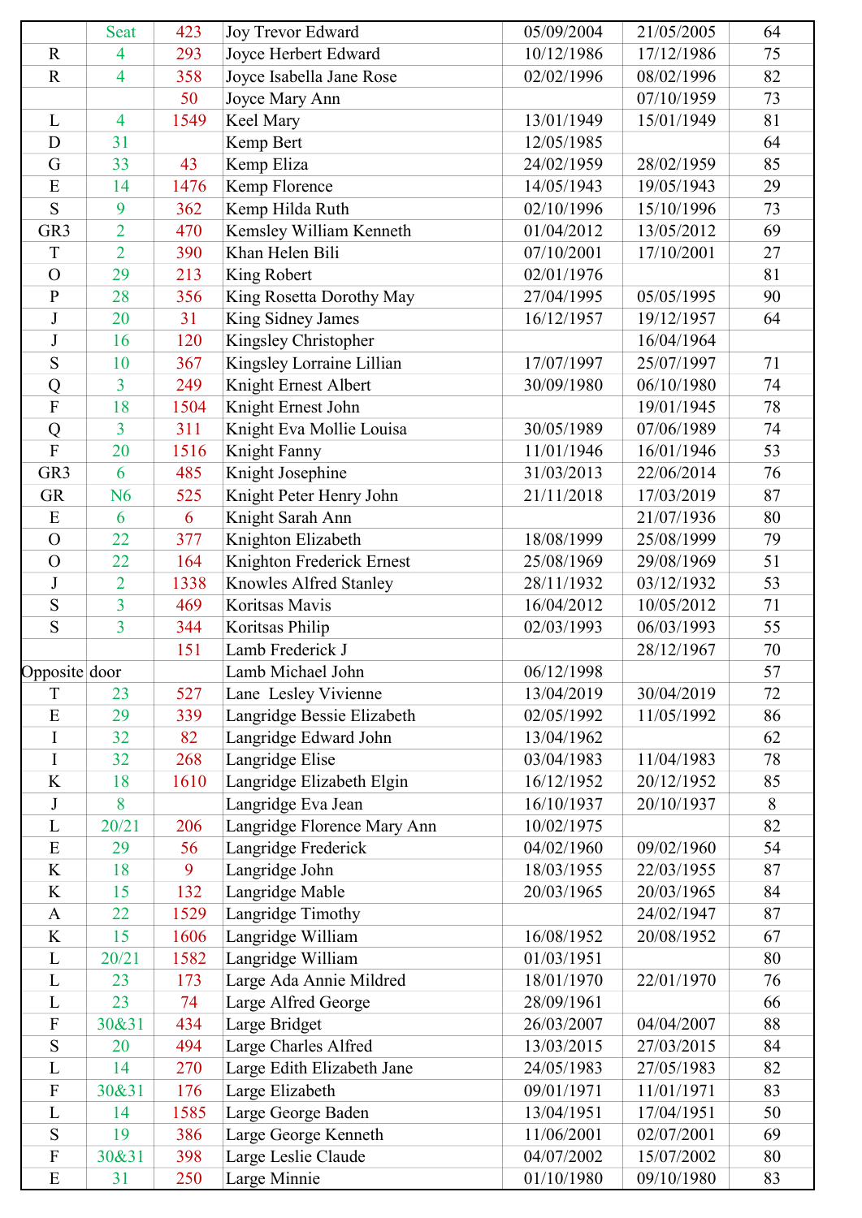|  | Seat | 423 | Joy Trevor Edward | 05/09/2004 | 21/05/2005 | 64 |
|---|---|---|---|---|---|---|
| R | 4 | 293 | Joyce Herbert Edward | 10/12/1986 | 17/12/1986 | 75 |
| R | 4 | 358 | Joyce Isabella Jane Rose | 02/02/1996 | 08/02/1996 | 82 |
|  |  | 50 | Joyce Mary Ann |  | 07/10/1959 | 73 |
| L | 4 | 1549 | Keel Mary | 13/01/1949 | 15/01/1949 | 81 |
| D | 31 |  | Kemp Bert | 12/05/1985 |  | 64 |
| G | 33 | 43 | Kemp Eliza | 24/02/1959 | 28/02/1959 | 85 |
| E | 14 | 1476 | Kemp Florence | 14/05/1943 | 19/05/1943 | 29 |
| S | 9 | 362 | Kemp Hilda Ruth | 02/10/1996 | 15/10/1996 | 73 |
| GR3 | 2 | 470 | Kemsley William Kenneth | 01/04/2012 | 13/05/2012 | 69 |
| T | 2 | 390 | Khan Helen Bili | 07/10/2001 | 17/10/2001 | 27 |
| O | 29 | 213 | King Robert | 02/01/1976 |  | 81 |
| P | 28 | 356 | King Rosetta Dorothy May | 27/04/1995 | 05/05/1995 | 90 |
| J | 20 | 31 | King Sidney James | 16/12/1957 | 19/12/1957 | 64 |
| J | 16 | 120 | Kingsley Christopher |  | 16/04/1964 |  |
| S | 10 | 367 | Kingsley Lorraine Lillian | 17/07/1997 | 25/07/1997 | 71 |
| Q | 3 | 249 | Knight Ernest Albert | 30/09/1980 | 06/10/1980 | 74 |
| F | 18 | 1504 | Knight Ernest John |  | 19/01/1945 | 78 |
| Q | 3 | 311 | Knight Eva Mollie Louisa | 30/05/1989 | 07/06/1989 | 74 |
| F | 20 | 1516 | Knight Fanny | 11/01/1946 | 16/01/1946 | 53 |
| GR3 | 6 | 485 | Knight Josephine | 31/03/2013 | 22/06/2014 | 76 |
| GR | N6 | 525 | Knight Peter Henry John | 21/11/2018 | 17/03/2019 | 87 |
| E | 6 | 6 | Knight Sarah Ann |  | 21/07/1936 | 80 |
| O | 22 | 377 | Knighton Elizabeth | 18/08/1999 | 25/08/1999 | 79 |
| O | 22 | 164 | Knighton Frederick Ernest | 25/08/1969 | 29/08/1969 | 51 |
| J | 2 | 1338 | Knowles Alfred Stanley | 28/11/1932 | 03/12/1932 | 53 |
| S | 3 | 469 | Koritsas Mavis | 16/04/2012 | 10/05/2012 | 71 |
| S | 3 | 344 | Koritsas Philip | 02/03/1993 | 06/03/1993 | 55 |
|  |  | 151 | Lamb Frederick J |  | 28/12/1967 | 70 |
| Opposite | door |  | Lamb Michael John | 06/12/1998 |  | 57 |
| T | 23 | 527 | Lane  Lesley Vivienne | 13/04/2019 | 30/04/2019 | 72 |
| E | 29 | 339 | Langridge Bessie Elizabeth | 02/05/1992 | 11/05/1992 | 86 |
| I | 32 | 82 | Langridge Edward John | 13/04/1962 |  | 62 |
| I | 32 | 268 | Langridge Elise | 03/04/1983 | 11/04/1983 | 78 |
| K | 18 | 1610 | Langridge Elizabeth Elgin | 16/12/1952 | 20/12/1952 | 85 |
| J | 8 |  | Langridge Eva Jean | 16/10/1937 | 20/10/1937 | 8 |
| L | 20/21 | 206 | Langridge Florence Mary Ann | 10/02/1975 |  | 82 |
| E | 29 | 56 | Langridge Frederick | 04/02/1960 | 09/02/1960 | 54 |
| K | 18 | 9 | Langridge John | 18/03/1955 | 22/03/1955 | 87 |
| K | 15 | 132 | Langridge Mable | 20/03/1965 | 20/03/1965 | 84 |
| A | 22 | 1529 | Langridge Timothy |  | 24/02/1947 | 87 |
| K | 15 | 1606 | Langridge William | 16/08/1952 | 20/08/1952 | 67 |
| L | 20/21 | 1582 | Langridge William | 01/03/1951 |  | 80 |
| L | 23 | 173 | Large Ada Annie Mildred | 18/01/1970 | 22/01/1970 | 76 |
| L | 23 | 74 | Large Alfred George | 28/09/1961 |  | 66 |
| F | 30&31 | 434 | Large Bridget | 26/03/2007 | 04/04/2007 | 88 |
| S | 20 | 494 | Large Charles Alfred | 13/03/2015 | 27/03/2015 | 84 |
| L | 14 | 270 | Large Edith Elizabeth Jane | 24/05/1983 | 27/05/1983 | 82 |
| F | 30&31 | 176 | Large Elizabeth | 09/01/1971 | 11/01/1971 | 83 |
| L | 14 | 1585 | Large George Baden | 13/04/1951 | 17/04/1951 | 50 |
| S | 19 | 386 | Large George Kenneth | 11/06/2001 | 02/07/2001 | 69 |
| F | 30&31 | 398 | Large Leslie Claude | 04/07/2002 | 15/07/2002 | 80 |
| E | 31 | 250 | Large Minnie | 01/10/1980 | 09/10/1980 | 83 |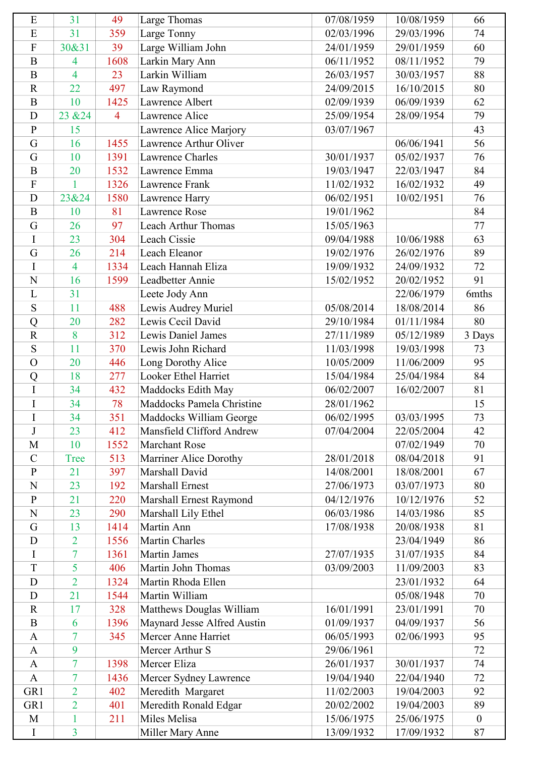| E | 31 | 49 | Large Thomas | 07/08/1959 | 10/08/1959 | 66 |
|---|---|---|---|---|---|---|
| E | 31 | 359 | Large Tonny | 02/03/1996 | 29/03/1996 | 74 |
| F | 30&31 | 39 | Large William John | 24/01/1959 | 29/01/1959 | 60 |
| B | 4 | 1608 | Larkin Mary Ann | 06/11/1952 | 08/11/1952 | 79 |
| B | 4 | 23 | Larkin William | 26/03/1957 | 30/03/1957 | 88 |
| R | 22 | 497 | Law Raymond | 24/09/2015 | 16/10/2015 | 80 |
| B | 10 | 1425 | Lawrence Albert | 02/09/1939 | 06/09/1939 | 62 |
| D | 23 &24 | 4 | Lawrence Alice | 25/09/1954 | 28/09/1954 | 79 |
| P | 15 | | Lawrence Alice Marjory | 03/07/1967 | | 43 |
| G | 16 | 1455 | Lawrence Arthur Oliver | | 06/06/1941 | 56 |
| G | 10 | 1391 | Lawrence Charles | 30/01/1937 | 05/02/1937 | 76 |
| B | 20 | 1532 | Lawrence Emma | 19/03/1947 | 22/03/1947 | 84 |
| F | 1 | 1326 | Lawrence Frank | 11/02/1932 | 16/02/1932 | 49 |
| D | 23&24 | 1580 | Lawrence Harry | 06/02/1951 | 10/02/1951 | 76 |
| B | 10 | 81 | Lawrence Rose | 19/01/1962 | | 84 |
| G | 26 | 97 | Leach Arthur Thomas | 15/05/1963 | | 77 |
| I | 23 | 304 | Leach Cissie | 09/04/1988 | 10/06/1988 | 63 |
| G | 26 | 214 | Leach Eleanor | 19/02/1976 | 26/02/1976 | 89 |
| I | 4 | 1334 | Leach Hannah Eliza | 19/09/1932 | 24/09/1932 | 72 |
| N | 16 | 1599 | Leadbetter Annie | 15/02/1952 | 20/02/1952 | 91 |
| L | 31 | | Leete Jody Ann | | 22/06/1979 | 6mths |
| S | 11 | 488 | Lewis Audrey Muriel | 05/08/2014 | 18/08/2014 | 86 |
| Q | 20 | 282 | Lewis Cecil David | 29/10/1984 | 01/11/1984 | 80 |
| R | 8 | 312 | Lewis Daniel James | 27/11/1989 | 05/12/1989 | 3 Days |
| S | 11 | 370 | Lewis John Richard | 11/03/1998 | 19/03/1998 | 73 |
| O | 20 | 446 | Long Dorothy Alice | 10/05/2009 | 11/06/2009 | 95 |
| Q | 18 | 277 | Looker Ethel Harriet | 15/04/1984 | 25/04/1984 | 84 |
| I | 34 | 432 | Maddocks Edith May | 06/02/2007 | 16/02/2007 | 81 |
| I | 34 | 78 | Maddocks Pamela Christine | 28/01/1962 | | 15 |
| I | 34 | 351 | Maddocks William George | 06/02/1995 | 03/03/1995 | 73 |
| J | 23 | 412 | Mansfield Clifford Andrew | 07/04/2004 | 22/05/2004 | 42 |
| M | 10 | 1552 | Marchant Rose | | 07/02/1949 | 70 |
| C | Tree | 513 | Marriner Alice Dorothy | 28/01/2018 | 08/04/2018 | 91 |
| P | 21 | 397 | Marshall David | 14/08/2001 | 18/08/2001 | 67 |
| N | 23 | 192 | Marshall Ernest | 27/06/1973 | 03/07/1973 | 80 |
| P | 21 | 220 | Marshall Ernest Raymond | 04/12/1976 | 10/12/1976 | 52 |
| N | 23 | 290 | Marshall Lily Ethel | 06/03/1986 | 14/03/1986 | 85 |
| G | 13 | 1414 | Martin Ann | 17/08/1938 | 20/08/1938 | 81 |
| D | 2 | 1556 | Martin Charles | | 23/04/1949 | 86 |
| I | 7 | 1361 | Martin James | 27/07/1935 | 31/07/1935 | 84 |
| T | 5 | 406 | Martin John Thomas | 03/09/2003 | 11/09/2003 | 83 |
| D | 2 | 1324 | Martin Rhoda Ellen | | 23/01/1932 | 64 |
| D | 21 | 1544 | Martin William | | 05/08/1948 | 70 |
| R | 17 | 328 | Matthews Douglas William | 16/01/1991 | 23/01/1991 | 70 |
| B | 6 | 1396 | Maynard Jesse Alfred Austin | 01/09/1937 | 04/09/1937 | 56 |
| A | 7 | 345 | Mercer Anne Harriet | 06/05/1993 | 02/06/1993 | 95 |
| A | 9 | | Mercer Arthur S | 29/06/1961 | | 72 |
| A | 7 | 1398 | Mercer Eliza | 26/01/1937 | 30/01/1937 | 74 |
| A | 7 | 1436 | Mercer Sydney Lawrence | 19/04/1940 | 22/04/1940 | 72 |
| GR1 | 2 | 402 | Meredith Margaret | 11/02/2003 | 19/04/2003 | 92 |
| GR1 | 2 | 401 | Meredith Ronald Edgar | 20/02/2002 | 19/04/2003 | 89 |
| M | 1 | 211 | Miles Melisa | 15/06/1975 | 25/06/1975 | 0 |
| I | 3 | | Miller Mary Anne | 13/09/1932 | 17/09/1932 | 87 |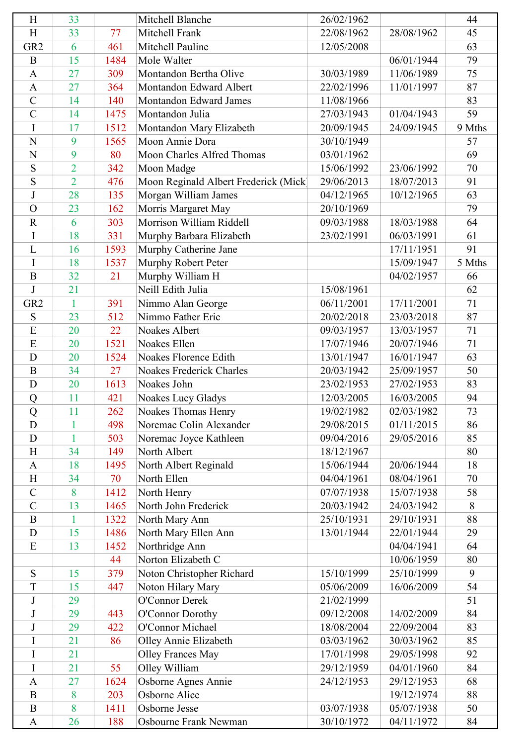| | | | | | | |
|---|---|---|---|---|---|---|
| H | 33 | | Mitchell Blanche | 26/02/1962 | | 44 |
| H | 33 | 77 | Mitchell Frank | 22/08/1962 | 28/08/1962 | 45 |
| GR2 | 6 | 461 | Mitchell Pauline | 12/05/2008 | | 63 |
| B | 15 | 1484 | Mole Walter | | 06/01/1944 | 79 |
| A | 27 | 309 | Montandon Bertha Olive | 30/03/1989 | 11/06/1989 | 75 |
| A | 27 | 364 | Montandon Edward Albert | 22/02/1996 | 11/01/1997 | 87 |
| C | 14 | 140 | Montandon Edward James | 11/08/1966 | | 83 |
| C | 14 | 1475 | Montandon Julia | 27/03/1943 | 01/04/1943 | 59 |
| I | 17 | 1512 | Montandon Mary Elizabeth | 20/09/1945 | 24/09/1945 | 9 Mths |
| N | 9 | 1565 | Moon Annie Dora | 30/10/1949 | | 57 |
| N | 9 | 80 | Moon Charles Alfred Thomas | 03/01/1962 | | 69 |
| S | 2 | 342 | Moon Madge | 15/06/1992 | 23/06/1992 | 70 |
| S | 2 | 476 | Moon Reginald Albert Frederick (Mick) | 29/06/2013 | 18/07/2013 | 91 |
| J | 28 | 135 | Morgan William James | 04/12/1965 | 10/12/1965 | 63 |
| O | 23 | 162 | Morris Margaret May | 20/10/1969 | | 79 |
| R | 6 | 303 | Morrison William Riddell | 09/03/1988 | 18/03/1988 | 64 |
| I | 18 | 331 | Murphy Barbara Elizabeth | 23/02/1991 | 06/03/1991 | 61 |
| L | 16 | 1593 | Murphy Catherine Jane | | 17/11/1951 | 91 |
| I | 18 | 1537 | Murphy Robert Peter | | 15/09/1947 | 5 Mths |
| B | 32 | 21 | Murphy William H | | 04/02/1957 | 66 |
| J | 21 | | Neill Edith Julia | 15/08/1961 | | 62 |
| GR2 | 1 | 391 | Nimmo Alan George | 06/11/2001 | 17/11/2001 | 71 |
| S | 23 | 512 | Nimmo Father Eric | 20/02/2018 | 23/03/2018 | 87 |
| E | 20 | 22 | Noakes Albert | 09/03/1957 | 13/03/1957 | 71 |
| E | 20 | 1521 | Noakes Ellen | 17/07/1946 | 20/07/1946 | 71 |
| D | 20 | 1524 | Noakes Florence Edith | 13/01/1947 | 16/01/1947 | 63 |
| B | 34 | 27 | Noakes Frederick Charles | 20/03/1942 | 25/09/1957 | 50 |
| D | 20 | 1613 | Noakes John | 23/02/1953 | 27/02/1953 | 83 |
| Q | 11 | 421 | Noakes Lucy Gladys | 12/03/2005 | 16/03/2005 | 94 |
| Q | 11 | 262 | Noakes Thomas Henry | 19/02/1982 | 02/03/1982 | 73 |
| D | 1 | 498 | Noremac Colin Alexander | 29/08/2015 | 01/11/2015 | 86 |
| D | 1 | 503 | Noremac Joyce Kathleen | 09/04/2016 | 29/05/2016 | 85 |
| H | 34 | 149 | North Albert | 18/12/1967 | | 80 |
| A | 18 | 1495 | North Albert Reginald | 15/06/1944 | 20/06/1944 | 18 |
| H | 34 | 70 | North Ellen | 04/04/1961 | 08/04/1961 | 70 |
| C | 8 | 1412 | North Henry | 07/07/1938 | 15/07/1938 | 58 |
| C | 13 | 1465 | North John Frederick | 20/03/1942 | 24/03/1942 | 8 |
| B | 1 | 1322 | North Mary Ann | 25/10/1931 | 29/10/1931 | 88 |
| D | 15 | 1486 | North Mary Ellen Ann | 13/01/1944 | 22/01/1944 | 29 |
| E | 13 | 1452 | Northridge Ann | | 04/04/1941 | 64 |
| | | 44 | Norton Elizabeth C | | 10/06/1959 | 80 |
| S | 15 | 379 | Noton Christopher Richard | 15/10/1999 | 25/10/1999 | 9 |
| T | 15 | 447 | Noton Hilary Mary | 05/06/2009 | 16/06/2009 | 54 |
| J | 29 | | O'Connor Derek | 21/02/1999 | | 51 |
| J | 29 | 443 | O'Connor Dorothy | 09/12/2008 | 14/02/2009 | 84 |
| J | 29 | 422 | O'Connor Michael | 18/08/2004 | 22/09/2004 | 83 |
| I | 21 | 86 | Olley Annie Elizabeth | 03/03/1962 | 30/03/1962 | 85 |
| I | 21 | | Olley Frances May | 17/01/1998 | 29/05/1998 | 92 |
| I | 21 | 55 | Olley William | 29/12/1959 | 04/01/1960 | 84 |
| A | 27 | 1624 | Osborne Agnes Annie | 24/12/1953 | 29/12/1953 | 68 |
| B | 8 | 203 | Osborne Alice | | 19/12/1974 | 88 |
| B | 8 | 1411 | Osborne Jesse | 03/07/1938 | 05/07/1938 | 50 |
| A | 26 | 188 | Osbourne Frank Newman | 30/10/1972 | 04/11/1972 | 84 |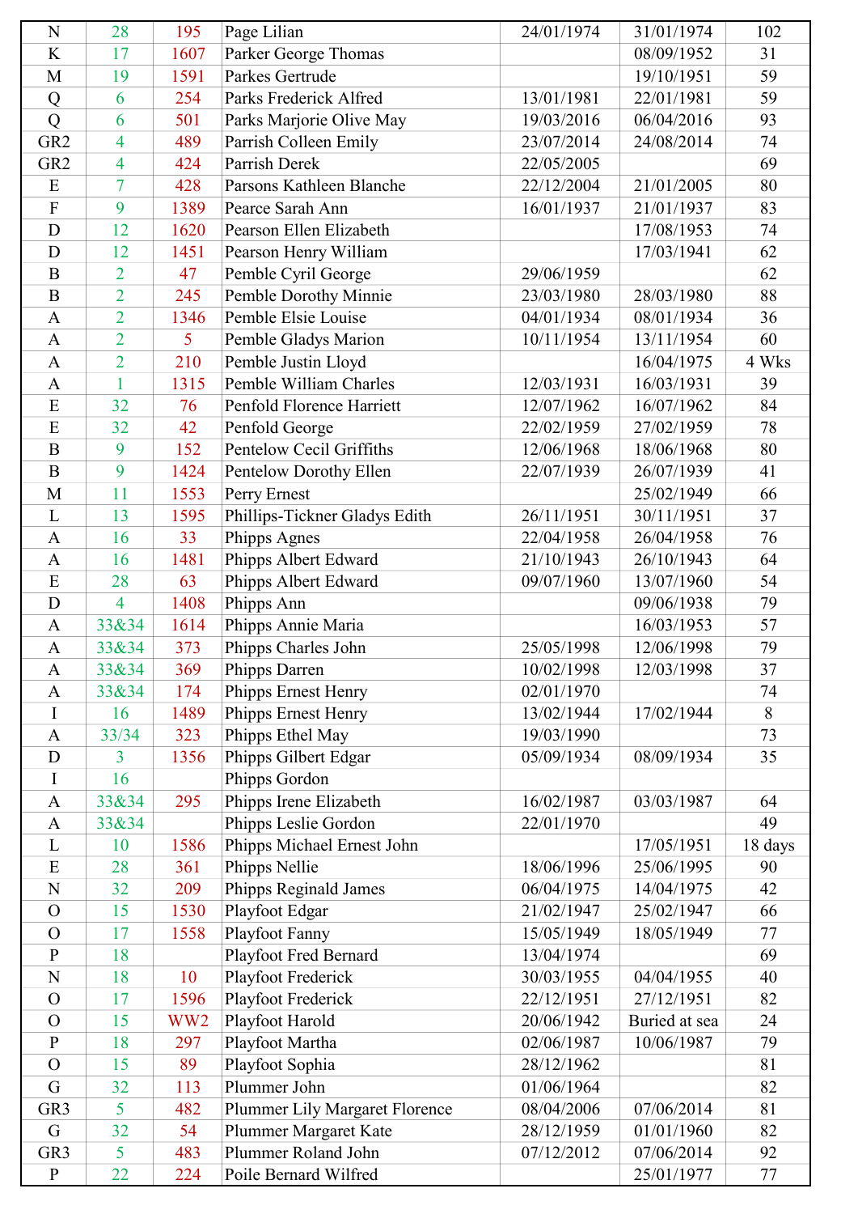| N | 28 | 195 | Page Lilian | 24/01/1974 | 31/01/1974 | 102 |
|---|---|---|---|---|---|---|
| K | 17 | 1607 | Parker George Thomas | | 08/09/1952 | 31 |
| M | 19 | 1591 | Parkes Gertrude | | 19/10/1951 | 59 |
| Q | 6 | 254 | Parks Frederick Alfred | 13/01/1981 | 22/01/1981 | 59 |
| Q | 6 | 501 | Parks Marjorie Olive May | 19/03/2016 | 06/04/2016 | 93 |
| GR2 | 4 | 489 | Parrish Colleen Emily | 23/07/2014 | 24/08/2014 | 74 |
| GR2 | 4 | 424 | Parrish Derek | 22/05/2005 | | 69 |
| E | 7 | 428 | Parsons Kathleen Blanche | 22/12/2004 | 21/01/2005 | 80 |
| F | 9 | 1389 | Pearce Sarah Ann | 16/01/1937 | 21/01/1937 | 83 |
| D | 12 | 1620 | Pearson Ellen Elizabeth | | 17/08/1953 | 74 |
| D | 12 | 1451 | Pearson Henry William | | 17/03/1941 | 62 |
| B | 2 | 47 | Pemble Cyril George | 29/06/1959 | | 62 |
| B | 2 | 245 | Pemble Dorothy Minnie | 23/03/1980 | 28/03/1980 | 88 |
| A | 2 | 1346 | Pemble Elsie Louise | 04/01/1934 | 08/01/1934 | 36 |
| A | 2 | 5 | Pemble Gladys Marion | 10/11/1954 | 13/11/1954 | 60 |
| A | 2 | 210 | Pemble Justin Lloyd | | 16/04/1975 | 4 Wks |
| A | 1 | 1315 | Pemble William Charles | 12/03/1931 | 16/03/1931 | 39 |
| E | 32 | 76 | Penfold Florence Harriett | 12/07/1962 | 16/07/1962 | 84 |
| E | 32 | 42 | Penfold George | 22/02/1959 | 27/02/1959 | 78 |
| B | 9 | 152 | Pentelow Cecil Griffiths | 12/06/1968 | 18/06/1968 | 80 |
| B | 9 | 1424 | Pentelow Dorothy Ellen | 22/07/1939 | 26/07/1939 | 41 |
| M | 11 | 1553 | Perry Ernest | | 25/02/1949 | 66 |
| L | 13 | 1595 | Phillips-Tickner Gladys Edith | 26/11/1951 | 30/11/1951 | 37 |
| A | 16 | 33 | Phipps Agnes | 22/04/1958 | 26/04/1958 | 76 |
| A | 16 | 1481 | Phipps Albert Edward | 21/10/1943 | 26/10/1943 | 64 |
| E | 28 | 63 | Phipps Albert Edward | 09/07/1960 | 13/07/1960 | 54 |
| D | 4 | 1408 | Phipps Ann | | 09/06/1938 | 79 |
| A | 33&34 | 1614 | Phipps Annie Maria | | 16/03/1953 | 57 |
| A | 33&34 | 373 | Phipps Charles John | 25/05/1998 | 12/06/1998 | 79 |
| A | 33&34 | 369 | Phipps Darren | 10/02/1998 | 12/03/1998 | 37 |
| A | 33&34 | 174 | Phipps Ernest Henry | 02/01/1970 | | 74 |
| I | 16 | 1489 | Phipps Ernest Henry | 13/02/1944 | 17/02/1944 | 8 |
| A | 33/34 | 323 | Phipps Ethel May | 19/03/1990 | | 73 |
| D | 3 | 1356 | Phipps Gilbert Edgar | 05/09/1934 | 08/09/1934 | 35 |
| I | 16 | | Phipps Gordon | | | |
| A | 33&34 | 295 | Phipps Irene Elizabeth | 16/02/1987 | 03/03/1987 | 64 |
| A | 33&34 | | Phipps Leslie Gordon | 22/01/1970 | | 49 |
| L | 10 | 1586 | Phipps Michael Ernest John | | 17/05/1951 | 18 days |
| E | 28 | 361 | Phipps Nellie | 18/06/1996 | 25/06/1995 | 90 |
| N | 32 | 209 | Phipps Reginald James | 06/04/1975 | 14/04/1975 | 42 |
| O | 15 | 1530 | Playfoot Edgar | 21/02/1947 | 25/02/1947 | 66 |
| O | 17 | 1558 | Playfoot Fanny | 15/05/1949 | 18/05/1949 | 77 |
| P | 18 | | Playfoot Fred Bernard | 13/04/1974 | | 69 |
| N | 18 | 10 | Playfoot Frederick | 30/03/1955 | 04/04/1955 | 40 |
| O | 17 | 1596 | Playfoot Frederick | 22/12/1951 | 27/12/1951 | 82 |
| O | 15 | WW2 | Playfoot Harold | 20/06/1942 | Buried at sea | 24 |
| P | 18 | 297 | Playfoot Martha | 02/06/1987 | 10/06/1987 | 79 |
| O | 15 | 89 | Playfoot Sophia | 28/12/1962 | | 81 |
| G | 32 | 113 | Plummer John | 01/06/1964 | | 82 |
| GR3 | 5 | 482 | Plummer Lily Margaret Florence | 08/04/2006 | 07/06/2014 | 81 |
| G | 32 | 54 | Plummer Margaret Kate | 28/12/1959 | 01/01/1960 | 82 |
| GR3 | 5 | 483 | Plummer Roland John | 07/12/2012 | 07/06/2014 | 92 |
| P | 22 | 224 | Poile Bernard Wilfred | | 25/01/1977 | 77 |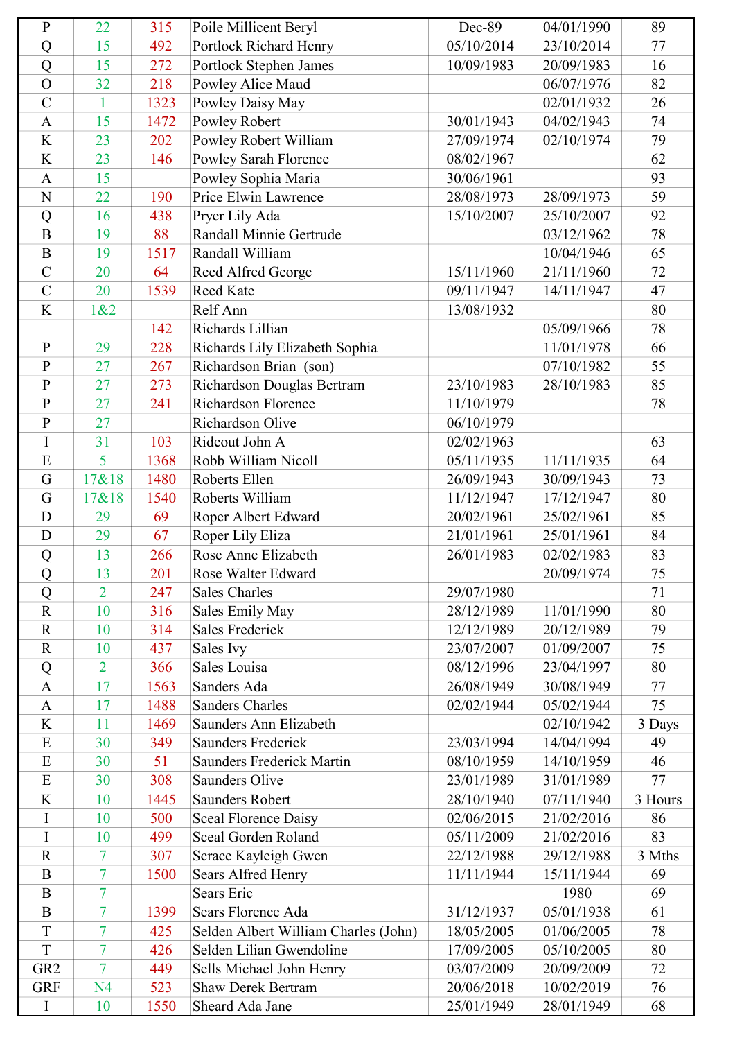| | | | | | | |
|---|---|---|---|---|---|---|
| P | 22 | 315 | Poile Millicent Beryl | Dec-89 | 04/01/1990 | 89 |
| Q | 15 | 492 | Portlock Richard Henry | 05/10/2014 | 23/10/2014 | 77 |
| Q | 15 | 272 | Portlock Stephen James | 10/09/1983 | 20/09/1983 | 16 |
| O | 32 | 218 | Powley Alice Maud | | 06/07/1976 | 82 |
| C | 1 | 1323 | Powley Daisy May | | 02/01/1932 | 26 |
| A | 15 | 1472 | Powley Robert | 30/01/1943 | 04/02/1943 | 74 |
| K | 23 | 202 | Powley Robert William | 27/09/1974 | 02/10/1974 | 79 |
| K | 23 | 146 | Powley Sarah Florence | 08/02/1967 | | 62 |
| A | 15 | | Powley Sophia Maria | 30/06/1961 | | 93 |
| N | 22 | 190 | Price Elwin Lawrence | 28/08/1973 | 28/09/1973 | 59 |
| Q | 16 | 438 | Pryer Lily Ada | 15/10/2007 | 25/10/2007 | 92 |
| B | 19 | 88 | Randall Minnie Gertrude | | 03/12/1962 | 78 |
| B | 19 | 1517 | Randall William | | 10/04/1946 | 65 |
| C | 20 | 64 | Reed Alfred George | 15/11/1960 | 21/11/1960 | 72 |
| C | 20 | 1539 | Reed Kate | 09/11/1947 | 14/11/1947 | 47 |
| K | 1&2 | | Relf Ann | 13/08/1932 | | 80 |
| | | 142 | Richards Lillian | | 05/09/1966 | 78 |
| P | 29 | 228 | Richards Lily Elizabeth Sophia | | 11/01/1978 | 66 |
| P | 27 | 267 | Richardson Brian (son) | | 07/10/1982 | 55 |
| P | 27 | 273 | Richardson Douglas Bertram | 23/10/1983 | 28/10/1983 | 85 |
| P | 27 | 241 | Richardson Florence | 11/10/1979 | | 78 |
| P | 27 | | Richardson Olive | 06/10/1979 | | |
| I | 31 | 103 | Rideout John A | 02/02/1963 | | 63 |
| E | 5 | 1368 | Robb William Nicoll | 05/11/1935 | 11/11/1935 | 64 |
| G | 17&18 | 1480 | Roberts Ellen | 26/09/1943 | 30/09/1943 | 73 |
| G | 17&18 | 1540 | Roberts William | 11/12/1947 | 17/12/1947 | 80 |
| D | 29 | 69 | Roper Albert Edward | 20/02/1961 | 25/02/1961 | 85 |
| D | 29 | 67 | Roper Lily Eliza | 21/01/1961 | 25/01/1961 | 84 |
| Q | 13 | 266 | Rose Anne Elizabeth | 26/01/1983 | 02/02/1983 | 83 |
| Q | 13 | 201 | Rose Walter Edward | | 20/09/1974 | 75 |
| Q | 2 | 247 | Sales Charles | 29/07/1980 | | 71 |
| R | 10 | 316 | Sales Emily May | 28/12/1989 | 11/01/1990 | 80 |
| R | 10 | 314 | Sales Frederick | 12/12/1989 | 20/12/1989 | 79 |
| R | 10 | 437 | Sales Ivy | 23/07/2007 | 01/09/2007 | 75 |
| Q | 2 | 366 | Sales Louisa | 08/12/1996 | 23/04/1997 | 80 |
| A | 17 | 1563 | Sanders Ada | 26/08/1949 | 30/08/1949 | 77 |
| A | 17 | 1488 | Sanders Charles | 02/02/1944 | 05/02/1944 | 75 |
| K | 11 | 1469 | Saunders Ann Elizabeth | | 02/10/1942 | 3 Days |
| E | 30 | 349 | Saunders Frederick | 23/03/1994 | 14/04/1994 | 49 |
| E | 30 | 51 | Saunders Frederick Martin | 08/10/1959 | 14/10/1959 | 46 |
| E | 30 | 308 | Saunders Olive | 23/01/1989 | 31/01/1989 | 77 |
| K | 10 | 1445 | Saunders Robert | 28/10/1940 | 07/11/1940 | 3 Hours |
| I | 10 | 500 | Sceal Florence Daisy | 02/06/2015 | 21/02/2016 | 86 |
| I | 10 | 499 | Sceal Gorden Roland | 05/11/2009 | 21/02/2016 | 83 |
| R | 7 | 307 | Scrace Kayleigh Gwen | 22/12/1988 | 29/12/1988 | 3 Mths |
| B | 7 | 1500 | Sears Alfred Henry | 11/11/1944 | 15/11/1944 | 69 |
| B | 7 | | Sears Eric | | 1980 | 69 |
| B | 7 | 1399 | Sears Florence Ada | 31/12/1937 | 05/01/1938 | 61 |
| T | 7 | 425 | Selden Albert William Charles (John) | 18/05/2005 | 01/06/2005 | 78 |
| T | 7 | 426 | Selden Lilian Gwendoline | 17/09/2005 | 05/10/2005 | 80 |
| GR2 | 7 | 449 | Sells Michael John Henry | 03/07/2009 | 20/09/2009 | 72 |
| GRF | N4 | 523 | Shaw Derek Bertram | 20/06/2018 | 10/02/2019 | 76 |
| I | 10 | 1550 | Sheard Ada Jane | 25/01/1949 | 28/01/1949 | 68 |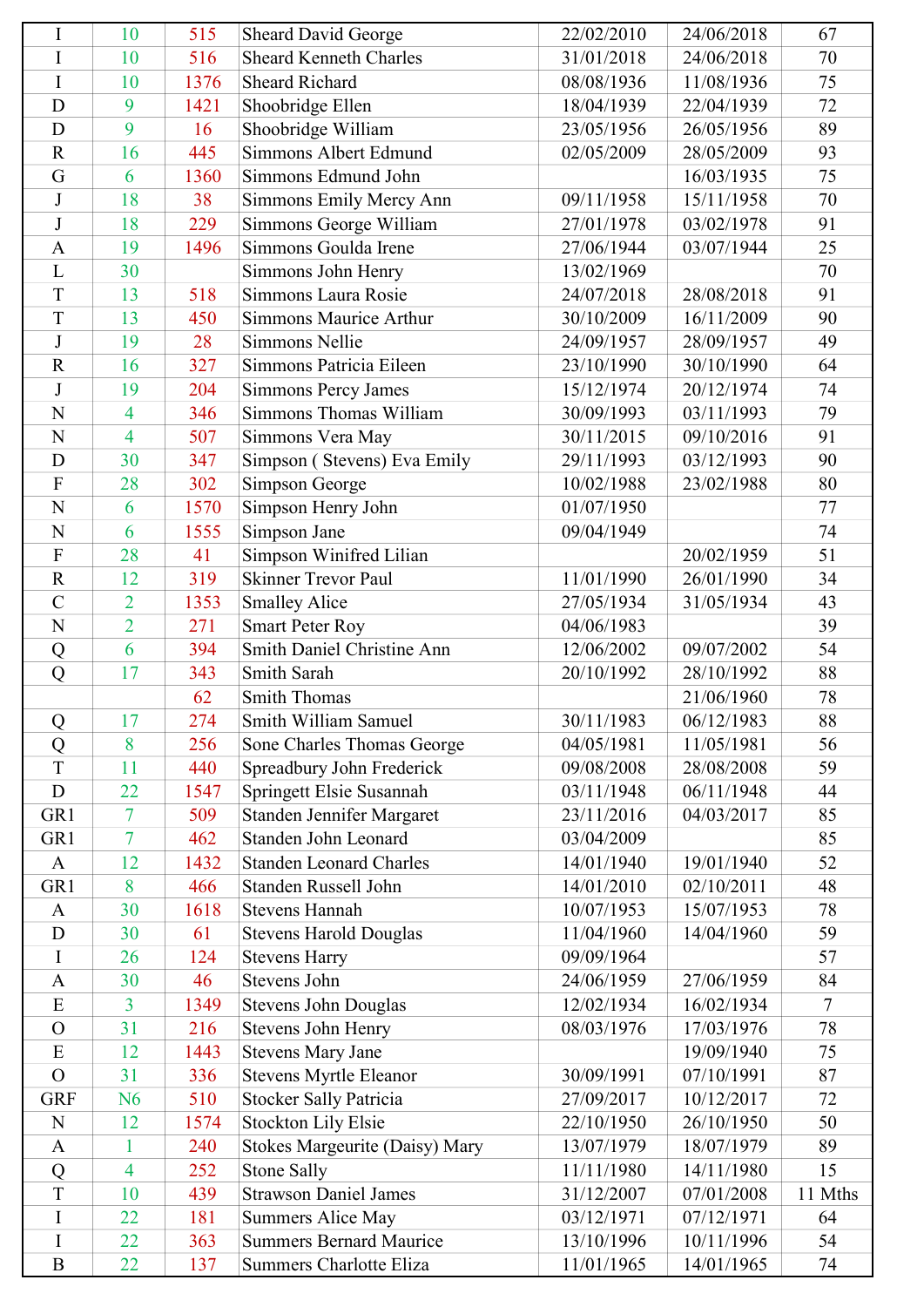| | | | | | | |
|---|---|---|---|---|---|---|
| I | 10 | 515 | Sheard David George | 22/02/2010 | 24/06/2018 | 67 |
| I | 10 | 516 | Sheard Kenneth Charles | 31/01/2018 | 24/06/2018 | 70 |
| I | 10 | 1376 | Sheard Richard | 08/08/1936 | 11/08/1936 | 75 |
| D | 9 | 1421 | Shoobridge Ellen | 18/04/1939 | 22/04/1939 | 72 |
| D | 9 | 16 | Shoobridge William | 23/05/1956 | 26/05/1956 | 89 |
| R | 16 | 445 | Simmons Albert Edmund | 02/05/2009 | 28/05/2009 | 93 |
| G | 6 | 1360 | Simmons Edmund John | | 16/03/1935 | 75 |
| J | 18 | 38 | Simmons Emily Mercy Ann | 09/11/1958 | 15/11/1958 | 70 |
| J | 18 | 229 | Simmons George William | 27/01/1978 | 03/02/1978 | 91 |
| A | 19 | 1496 | Simmons Goulda Irene | 27/06/1944 | 03/07/1944 | 25 |
| L | 30 | | Simmons John Henry | 13/02/1969 | | 70 |
| T | 13 | 518 | Simmons Laura Rosie | 24/07/2018 | 28/08/2018 | 91 |
| T | 13 | 450 | Simmons Maurice Arthur | 30/10/2009 | 16/11/2009 | 90 |
| J | 19 | 28 | Simmons Nellie | 24/09/1957 | 28/09/1957 | 49 |
| R | 16 | 327 | Simmons Patricia Eileen | 23/10/1990 | 30/10/1990 | 64 |
| J | 19 | 204 | Simmons Percy James | 15/12/1974 | 20/12/1974 | 74 |
| N | 4 | 346 | Simmons Thomas William | 30/09/1993 | 03/11/1993 | 79 |
| N | 4 | 507 | Simmons Vera May | 30/11/2015 | 09/10/2016 | 91 |
| D | 30 | 347 | Simpson ( Stevens) Eva Emily | 29/11/1993 | 03/12/1993 | 90 |
| F | 28 | 302 | Simpson George | 10/02/1988 | 23/02/1988 | 80 |
| N | 6 | 1570 | Simpson Henry John | 01/07/1950 | | 77 |
| N | 6 | 1555 | Simpson Jane | 09/04/1949 | | 74 |
| F | 28 | 41 | Simpson Winifred Lilian | | 20/02/1959 | 51 |
| R | 12 | 319 | Skinner Trevor Paul | 11/01/1990 | 26/01/1990 | 34 |
| C | 2 | 1353 | Smalley Alice | 27/05/1934 | 31/05/1934 | 43 |
| N | 2 | 271 | Smart Peter Roy | 04/06/1983 | | 39 |
| Q | 6 | 394 | Smith Daniel Christine Ann | 12/06/2002 | 09/07/2002 | 54 |
| Q | 17 | 343 | Smith Sarah | 20/10/1992 | 28/10/1992 | 88 |
| | | 62 | Smith Thomas | | 21/06/1960 | 78 |
| Q | 17 | 274 | Smith William Samuel | 30/11/1983 | 06/12/1983 | 88 |
| Q | 8 | 256 | Sone Charles Thomas George | 04/05/1981 | 11/05/1981 | 56 |
| T | 11 | 440 | Spreadbury John Frederick | 09/08/2008 | 28/08/2008 | 59 |
| D | 22 | 1547 | Springett Elsie Susannah | 03/11/1948 | 06/11/1948 | 44 |
| GR1 | 7 | 509 | Standen Jennifer Margaret | 23/11/2016 | 04/03/2017 | 85 |
| GR1 | 7 | 462 | Standen John Leonard | 03/04/2009 | | 85 |
| A | 12 | 1432 | Standen Leonard Charles | 14/01/1940 | 19/01/1940 | 52 |
| GR1 | 8 | 466 | Standen Russell John | 14/01/2010 | 02/10/2011 | 48 |
| A | 30 | 1618 | Stevens Hannah | 10/07/1953 | 15/07/1953 | 78 |
| D | 30 | 61 | Stevens Harold Douglas | 11/04/1960 | 14/04/1960 | 59 |
| I | 26 | 124 | Stevens Harry | 09/09/1964 | | 57 |
| A | 30 | 46 | Stevens John | 24/06/1959 | 27/06/1959 | 84 |
| E | 3 | 1349 | Stevens John Douglas | 12/02/1934 | 16/02/1934 | 7 |
| O | 31 | 216 | Stevens John Henry | 08/03/1976 | 17/03/1976 | 78 |
| E | 12 | 1443 | Stevens Mary Jane | | 19/09/1940 | 75 |
| O | 31 | 336 | Stevens Myrtle Eleanor | 30/09/1991 | 07/10/1991 | 87 |
| GRF | N6 | 510 | Stocker Sally Patricia | 27/09/2017 | 10/12/2017 | 72 |
| N | 12 | 1574 | Stockton Lily Elsie | 22/10/1950 | 26/10/1950 | 50 |
| A | 1 | 240 | Stokes Margeurite (Daisy) Mary | 13/07/1979 | 18/07/1979 | 89 |
| Q | 4 | 252 | Stone Sally | 11/11/1980 | 14/11/1980 | 15 |
| T | 10 | 439 | Strawson Daniel James | 31/12/2007 | 07/01/2008 | 11 Mths |
| I | 22 | 181 | Summers Alice May | 03/12/1971 | 07/12/1971 | 64 |
| I | 22 | 363 | Summers Bernard Maurice | 13/10/1996 | 10/11/1996 | 54 |
| B | 22 | 137 | Summers Charlotte Eliza | 11/01/1965 | 14/01/1965 | 74 |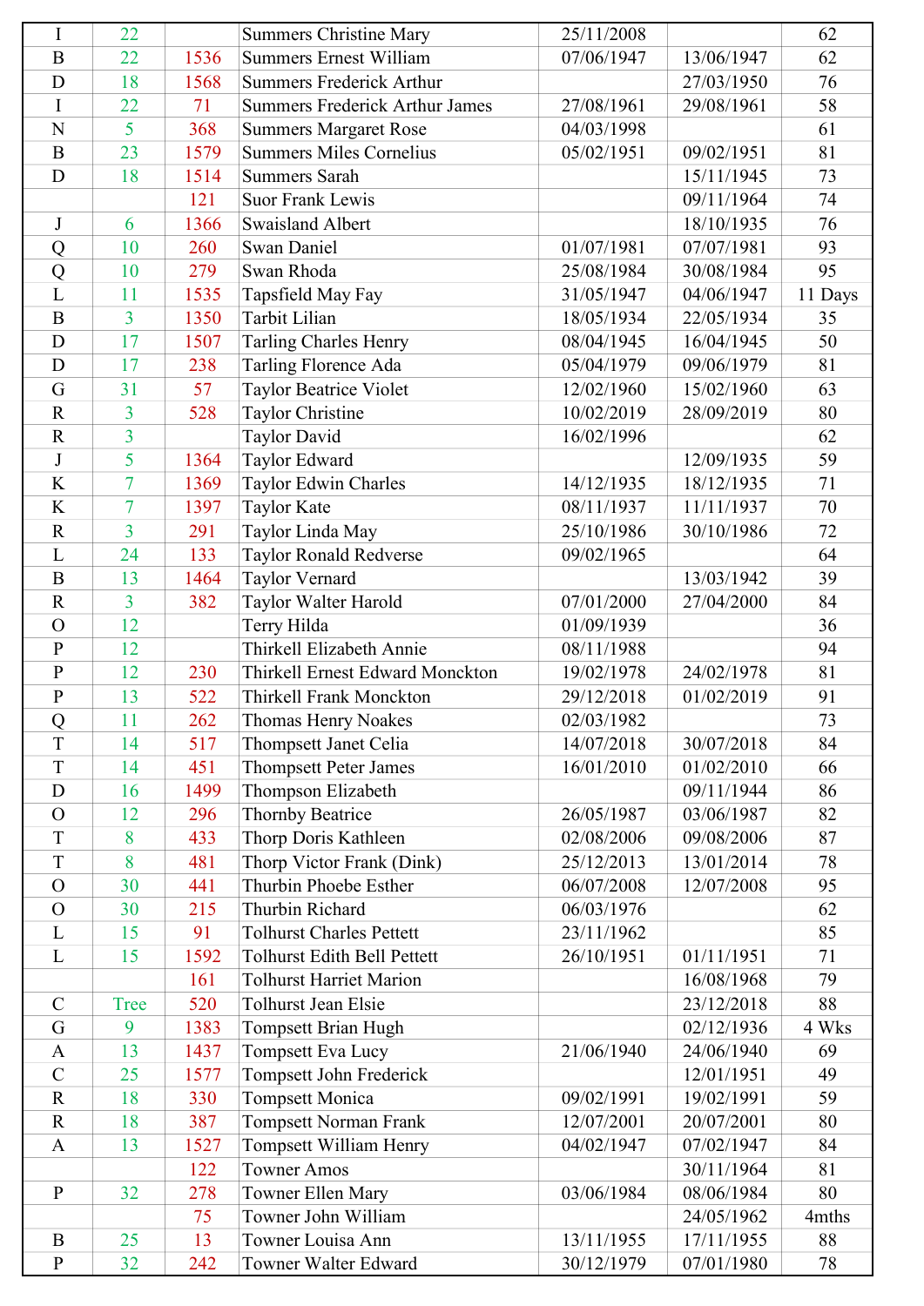| | | | | | | |
|---|---|---|---|---|---|---|
| I | 22 | | Summers Christine Mary | 25/11/2008 | | 62 |
| B | 22 | 1536 | Summers Ernest William | 07/06/1947 | 13/06/1947 | 62 |
| D | 18 | 1568 | Summers Frederick Arthur | | 27/03/1950 | 76 |
| I | 22 | 71 | Summers Frederick Arthur James | 27/08/1961 | 29/08/1961 | 58 |
| N | 5 | 368 | Summers Margaret Rose | 04/03/1998 | | 61 |
| B | 23 | 1579 | Summers Miles Cornelius | 05/02/1951 | 09/02/1951 | 81 |
| D | 18 | 1514 | Summers Sarah | | 15/11/1945 | 73 |
| | | 121 | Suor Frank Lewis | | 09/11/1964 | 74 |
| J | 6 | 1366 | Swaisland Albert | | 18/10/1935 | 76 |
| Q | 10 | 260 | Swan Daniel | 01/07/1981 | 07/07/1981 | 93 |
| Q | 10 | 279 | Swan Rhoda | 25/08/1984 | 30/08/1984 | 95 |
| L | 11 | 1535 | Tapsfield May Fay | 31/05/1947 | 04/06/1947 | 11 Days |
| B | 3 | 1350 | Tarbit Lilian | 18/05/1934 | 22/05/1934 | 35 |
| D | 17 | 1507 | Tarling Charles Henry | 08/04/1945 | 16/04/1945 | 50 |
| D | 17 | 238 | Tarling Florence Ada | 05/04/1979 | 09/06/1979 | 81 |
| G | 31 | 57 | Taylor Beatrice Violet | 12/02/1960 | 15/02/1960 | 63 |
| R | 3 | 528 | Taylor Christine | 10/02/2019 | 28/09/2019 | 80 |
| R | 3 | | Taylor David | 16/02/1996 | | 62 |
| J | 5 | 1364 | Taylor Edward | | 12/09/1935 | 59 |
| K | 7 | 1369 | Taylor Edwin Charles | 14/12/1935 | 18/12/1935 | 71 |
| K | 7 | 1397 | Taylor Kate | 08/11/1937 | 11/11/1937 | 70 |
| R | 3 | 291 | Taylor Linda May | 25/10/1986 | 30/10/1986 | 72 |
| L | 24 | 133 | Taylor Ronald Redverse | 09/02/1965 | | 64 |
| B | 13 | 1464 | Taylor Vernard | | 13/03/1942 | 39 |
| R | 3 | 382 | Taylor Walter Harold | 07/01/2000 | 27/04/2000 | 84 |
| O | 12 | | Terry Hilda | 01/09/1939 | | 36 |
| P | 12 | | Thirkell Elizabeth Annie | 08/11/1988 | | 94 |
| P | 12 | 230 | Thirkell Ernest Edward Monckton | 19/02/1978 | 24/02/1978 | 81 |
| P | 13 | 522 | Thirkell Frank Monckton | 29/12/2018 | 01/02/2019 | 91 |
| Q | 11 | 262 | Thomas Henry Noakes | 02/03/1982 | | 73 |
| T | 14 | 517 | Thompsett Janet Celia | 14/07/2018 | 30/07/2018 | 84 |
| T | 14 | 451 | Thompsett Peter James | 16/01/2010 | 01/02/2010 | 66 |
| D | 16 | 1499 | Thompson Elizabeth | | 09/11/1944 | 86 |
| O | 12 | 296 | Thornby Beatrice | 26/05/1987 | 03/06/1987 | 82 |
| T | 8 | 433 | Thorp Doris Kathleen | 02/08/2006 | 09/08/2006 | 87 |
| T | 8 | 481 | Thorp Victor Frank (Dink) | 25/12/2013 | 13/01/2014 | 78 |
| O | 30 | 441 | Thurbin Phoebe Esther | 06/07/2008 | 12/07/2008 | 95 |
| O | 30 | 215 | Thurbin Richard | 06/03/1976 | | 62 |
| L | 15 | 91 | Tolhurst Charles Pettett | 23/11/1962 | | 85 |
| L | 15 | 1592 | Tolhurst Edith Bell Pettett | 26/10/1951 | 01/11/1951 | 71 |
| | | 161 | Tolhurst Harriet Marion | | 16/08/1968 | 79 |
| C | Tree | 520 | Tolhurst Jean Elsie | | 23/12/2018 | 88 |
| G | 9 | 1383 | Tompsett Brian Hugh | | 02/12/1936 | 4 Wks |
| A | 13 | 1437 | Tompsett Eva Lucy | 21/06/1940 | 24/06/1940 | 69 |
| C | 25 | 1577 | Tompsett John Frederick | | 12/01/1951 | 49 |
| R | 18 | 330 | Tompsett Monica | 09/02/1991 | 19/02/1991 | 59 |
| R | 18 | 387 | Tompsett Norman Frank | 12/07/2001 | 20/07/2001 | 80 |
| A | 13 | 1527 | Tompsett William Henry | 04/02/1947 | 07/02/1947 | 84 |
| | | 122 | Towner Amos | | 30/11/1964 | 81 |
| P | 32 | 278 | Towner Ellen Mary | 03/06/1984 | 08/06/1984 | 80 |
| | | 75 | Towner John William | | 24/05/1962 | 4mths |
| B | 25 | 13 | Towner Louisa Ann | 13/11/1955 | 17/11/1955 | 88 |
| P | 32 | 242 | Towner Walter Edward | 30/12/1979 | 07/01/1980 | 78 |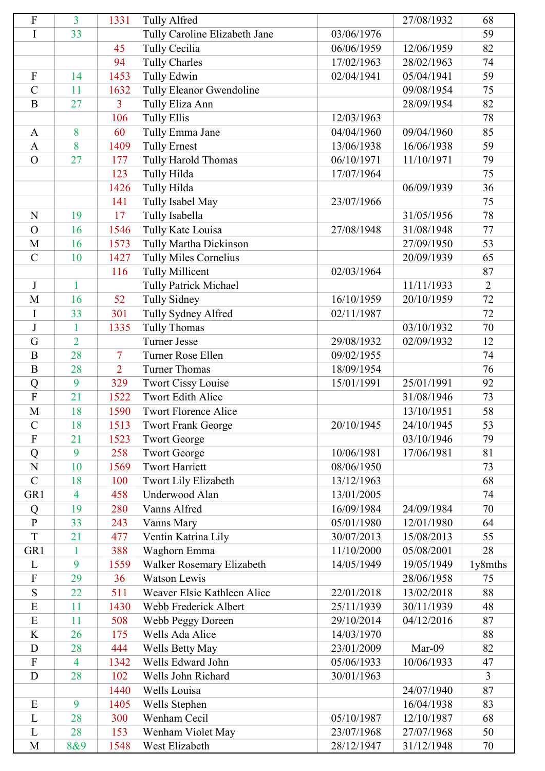| | | | | | | |
|---|---|---|---|---|---|---|
| F | 3 | 1331 | Tully Alfred | | 27/08/1932 | 68 |
| I | 33 | | Tully Caroline Elizabeth Jane | 03/06/1976 | | 59 |
| | | 45 | Tully Cecilia | 06/06/1959 | 12/06/1959 | 82 |
| | | 94 | Tully Charles | 17/02/1963 | 28/02/1963 | 74 |
| F | 14 | 1453 | Tully Edwin | 02/04/1941 | 05/04/1941 | 59 |
| C | 11 | 1632 | Tully Eleanor Gwendoline | | 09/08/1954 | 75 |
| B | 27 | 3 | Tully Eliza Ann | | 28/09/1954 | 82 |
| | | 106 | Tully Ellis | 12/03/1963 | | 78 |
| A | 8 | 60 | Tully Emma Jane | 04/04/1960 | 09/04/1960 | 85 |
| A | 8 | 1409 | Tully Ernest | 13/06/1938 | 16/06/1938 | 59 |
| O | 27 | 177 | Tully Harold Thomas | 06/10/1971 | 11/10/1971 | 79 |
| | | 123 | Tully Hilda | 17/07/1964 | | 75 |
| | | 1426 | Tully Hilda | | 06/09/1939 | 36 |
| | | 141 | Tully Isabel May | 23/07/1966 | | 75 |
| N | 19 | 17 | Tully Isabella | | 31/05/1956 | 78 |
| O | 16 | 1546 | Tully Kate Louisa | 27/08/1948 | 31/08/1948 | 77 |
| M | 16 | 1573 | Tully Martha Dickinson | | 27/09/1950 | 53 |
| C | 10 | 1427 | Tully Miles Cornelius | | 20/09/1939 | 65 |
| | | 116 | Tully Millicent | 02/03/1964 | | 87 |
| J | 1 | | Tully Patrick Michael | | 11/11/1933 | 2 |
| M | 16 | 52 | Tully Sidney | 16/10/1959 | 20/10/1959 | 72 |
| I | 33 | 301 | Tully Sydney Alfred | 02/11/1987 | | 72 |
| J | 1 | 1335 | Tully Thomas | | 03/10/1932 | 70 |
| G | 2 | | Turner Jesse | 29/08/1932 | 02/09/1932 | 12 |
| B | 28 | 7 | Turner Rose Ellen | 09/02/1955 | | 74 |
| B | 28 | 2 | Turner Thomas | 18/09/1954 | | 76 |
| Q | 9 | 329 | Twort Cissy Louise | 15/01/1991 | 25/01/1991 | 92 |
| F | 21 | 1522 | Twort Edith Alice | | 31/08/1946 | 73 |
| M | 18 | 1590 | Twort Florence Alice | | 13/10/1951 | 58 |
| C | 18 | 1513 | Twort Frank George | 20/10/1945 | 24/10/1945 | 53 |
| F | 21 | 1523 | Twort George | | 03/10/1946 | 79 |
| Q | 9 | 258 | Twort George | 10/06/1981 | 17/06/1981 | 81 |
| N | 10 | 1569 | Twort Harriett | 08/06/1950 | | 73 |
| C | 18 | 100 | Twort Lily Elizabeth | 13/12/1963 | | 68 |
| GR1 | 4 | 458 | Underwood Alan | 13/01/2005 | | 74 |
| Q | 19 | 280 | Vanns Alfred | 16/09/1984 | 24/09/1984 | 70 |
| P | 33 | 243 | Vanns Mary | 05/01/1980 | 12/01/1980 | 64 |
| T | 21 | 477 | Ventin Katrina Lily | 30/07/2013 | 15/08/2013 | 55 |
| GR1 | 1 | 388 | Waghorn Emma | 11/10/2000 | 05/08/2001 | 28 |
| L | 9 | 1559 | Walker Rosemary Elizabeth | 14/05/1949 | 19/05/1949 | 1y8mths |
| F | 29 | 36 | Watson Lewis | | 28/06/1958 | 75 |
| S | 22 | 511 | Weaver Elsie Kathleen Alice | 22/01/2018 | 13/02/2018 | 88 |
| E | 11 | 1430 | Webb Frederick Albert | 25/11/1939 | 30/11/1939 | 48 |
| E | 11 | 508 | Webb Peggy Doreen | 29/10/2014 | 04/12/2016 | 87 |
| K | 26 | 175 | Wells Ada Alice | 14/03/1970 | | 88 |
| D | 28 | 444 | Wells Betty May | 23/01/2009 | Mar-09 | 82 |
| F | 4 | 1342 | Wells Edward John | 05/06/1933 | 10/06/1933 | 47 |
| D | 28 | 102 | Wells John Richard | 30/01/1963 | | 3 |
| | | 1440 | Wells Louisa | | 24/07/1940 | 87 |
| E | 9 | 1405 | Wells Stephen | | 16/04/1938 | 83 |
| L | 28 | 300 | Wenham Cecil | 05/10/1987 | 12/10/1987 | 68 |
| L | 28 | 153 | Wenham Violet May | 23/07/1968 | 27/07/1968 | 50 |
| M | 8&9 | 1548 | West Elizabeth | 28/12/1947 | 31/12/1948 | 70 |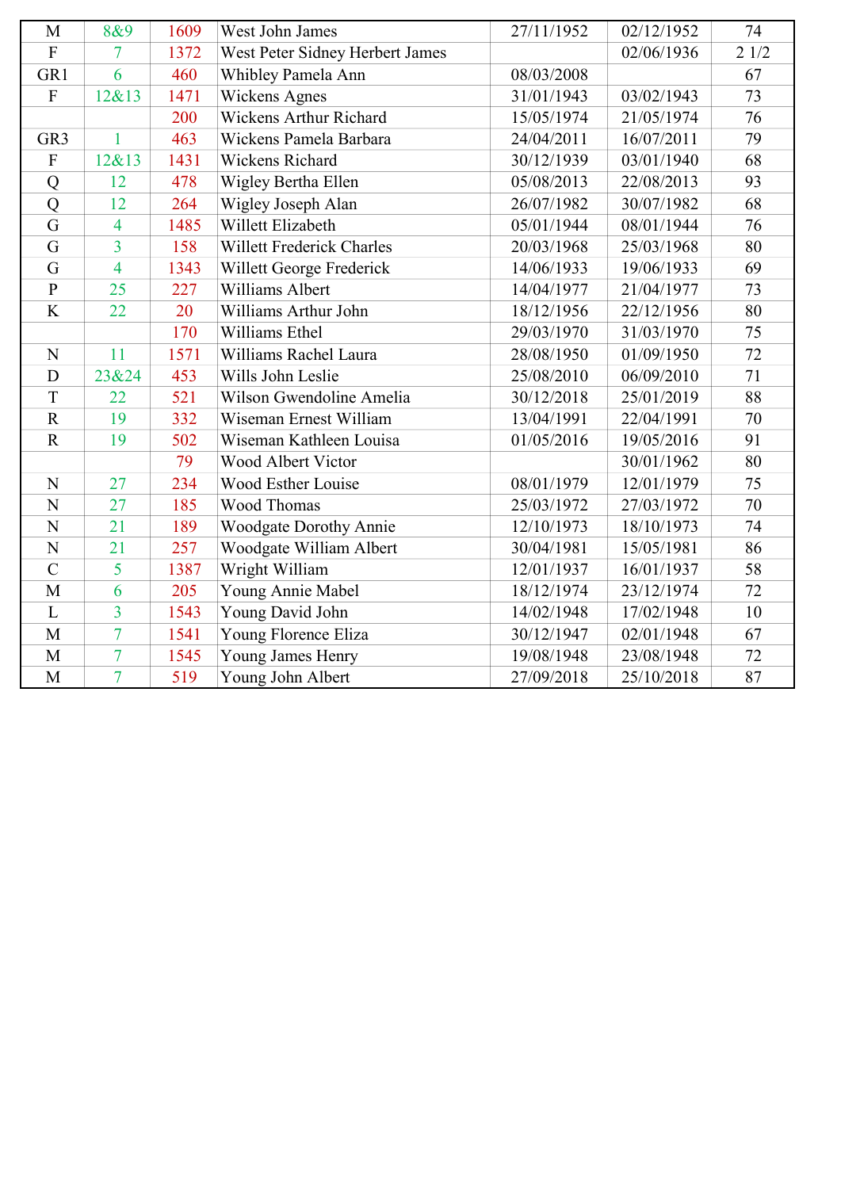| | | | | | | |
|---|---|---|---|---|---|---|
| M | 8&9 | 1609 | West John James | 27/11/1952 | 02/12/1952 | 74 |
| F | 7 | 1372 | West Peter Sidney Herbert James | | 02/06/1936 | 2 1/2 |
| GR1 | 6 | 460 | Whibley Pamela Ann | 08/03/2008 | | 67 |
| F | 12&13 | 1471 | Wickens Agnes | 31/01/1943 | 03/02/1943 | 73 |
| | | 200 | Wickens Arthur Richard | 15/05/1974 | 21/05/1974 | 76 |
| GR3 | 1 | 463 | Wickens Pamela Barbara | 24/04/2011 | 16/07/2011 | 79 |
| F | 12&13 | 1431 | Wickens Richard | 30/12/1939 | 03/01/1940 | 68 |
| Q | 12 | 478 | Wigley Bertha Ellen | 05/08/2013 | 22/08/2013 | 93 |
| Q | 12 | 264 | Wigley Joseph Alan | 26/07/1982 | 30/07/1982 | 68 |
| G | 4 | 1485 | Willett Elizabeth | 05/01/1944 | 08/01/1944 | 76 |
| G | 3 | 158 | Willett Frederick Charles | 20/03/1968 | 25/03/1968 | 80 |
| G | 4 | 1343 | Willett George Frederick | 14/06/1933 | 19/06/1933 | 69 |
| P | 25 | 227 | Williams Albert | 14/04/1977 | 21/04/1977 | 73 |
| K | 22 | 20 | Williams Arthur John | 18/12/1956 | 22/12/1956 | 80 |
| | | 170 | Williams Ethel | 29/03/1970 | 31/03/1970 | 75 |
| N | 11 | 1571 | Williams Rachel Laura | 28/08/1950 | 01/09/1950 | 72 |
| D | 23&24 | 453 | Wills John Leslie | 25/08/2010 | 06/09/2010 | 71 |
| T | 22 | 521 | Wilson Gwendoline Amelia | 30/12/2018 | 25/01/2019 | 88 |
| R | 19 | 332 | Wiseman Ernest William | 13/04/1991 | 22/04/1991 | 70 |
| R | 19 | 502 | Wiseman Kathleen Louisa | 01/05/2016 | 19/05/2016 | 91 |
| | | 79 | Wood Albert Victor | | 30/01/1962 | 80 |
| N | 27 | 234 | Wood Esther Louise | 08/01/1979 | 12/01/1979 | 75 |
| N | 27 | 185 | Wood Thomas | 25/03/1972 | 27/03/1972 | 70 |
| N | 21 | 189 | Woodgate Dorothy Annie | 12/10/1973 | 18/10/1973 | 74 |
| N | 21 | 257 | Woodgate William Albert | 30/04/1981 | 15/05/1981 | 86 |
| C | 5 | 1387 | Wright William | 12/01/1937 | 16/01/1937 | 58 |
| M | 6 | 205 | Young Annie Mabel | 18/12/1974 | 23/12/1974 | 72 |
| L | 3 | 1543 | Young David John | 14/02/1948 | 17/02/1948 | 10 |
| M | 7 | 1541 | Young Florence Eliza | 30/12/1947 | 02/01/1948 | 67 |
| M | 7 | 1545 | Young James Henry | 19/08/1948 | 23/08/1948 | 72 |
| M | 7 | 519 | Young John Albert | 27/09/2018 | 25/10/2018 | 87 |